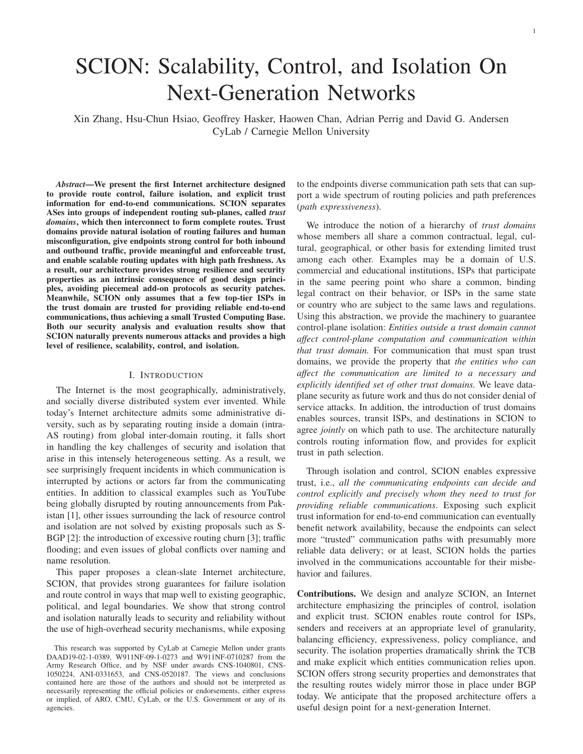# SCION: Scalability, Control, and Isolation On Next-Generation Networks

Xin Zhang, Hsu-Chun Hsiao, Geoffrey Hasker, Haowen Chan, Adrian Perrig and David G. Andersen
CyLab / Carnegie Mellon University

***Abstract*—We present the first Internet architecture designed to provide route control, failure isolation, and explicit trust information for end-to-end communications. SCION separates ASes into groups of independent routing sub-planes, called *trust domains*, which then interconnect to form complete routes. Trust domains provide natural isolation of routing failures and human misconfiguration, give endpoints strong control for both inbound and outbound traffic, provide meaningful and enforceable trust, and enable scalable routing updates with high path freshness. As a result, our architecture provides strong resilience and security properties as an intrinsic consequence of good design principles, avoiding piecemeal add-on protocols as security patches. Meanwhile, SCION only assumes that a few top-tier ISPs in the trust domain are trusted for providing reliable end-to-end communications, thus achieving a small Trusted Computing Base. Both our security analysis and evaluation results show that SCION naturally prevents numerous attacks and provides a high level of resilience, scalability, control, and isolation.**

## I. Introduction

The Internet is the most geographically, administratively, and socially diverse distributed system ever invented. While today's Internet architecture admits some administrative diversity, such as by separating routing inside a domain (intra-AS routing) from global inter-domain routing, it falls short in handling the key challenges of security and isolation that arise in this intensely heterogeneous setting. As a result, we see surprisingly frequent incidents in which communication is interrupted by actions or actors far from the communicating entities. In addition to classical examples such as YouTube being globally disrupted by routing announcements from Pakistan [1], other issues surrounding the lack of resource control and isolation are not solved by existing proposals such as S-BGP [2]: the introduction of excessive routing churn [3]; traffic flooding; and even issues of global conflicts over naming and name resolution.

This paper proposes a clean-slate Internet architecture, SCION, that provides strong guarantees for failure isolation and route control in ways that map well to existing geographic, political, and legal boundaries. We show that strong control and isolation naturally leads to security and reliability without the use of high-overhead security mechanisms, while exposing to the endpoints diverse communication path sets that can support a wide spectrum of routing policies and path preferences (*path expressiveness*).

We introduce the notion of a hierarchy of *trust domains* whose members all share a common contractual, legal, cultural, geographical, or other basis for extending limited trust among each other. Examples may be a domain of U.S. commercial and educational institutions, ISPs that participate in the same peering point who share a common, binding legal contract on their behavior, or ISPs in the same state or country who are subject to the same laws and regulations. Using this abstraction, we provide the machinery to guarantee control-plane isolation: *Entities outside a trust domain cannot affect control-plane computation and communication within that trust domain.* For communication that must span trust domains, we provide the property that *the entities who can affect the communication are limited to a necessary and explicitly identified set of other trust domains.* We leave data-plane security as future work and thus do not consider denial of service attacks. In addition, the introduction of trust domains enables sources, transit ISPs, and destinations in SCION to agree *jointly* on which path to use. The architecture naturally controls routing information flow, and provides for explicit trust in path selection.

Through isolation and control, SCION enables expressive trust, i.e., *all the communicating endpoints can decide and control explicitly and precisely whom they need to trust for providing reliable communications*. Exposing such explicit trust information for end-to-end communication can eventually benefit network availability, because the endpoints can select more "trusted" communication paths with presumably more reliable data delivery; or at least, SCION holds the parties involved in the communications accountable for their misbehavior and failures.

**Contributions.** We design and analyze SCION, an Internet architecture emphasizing the principles of control, isolation and explicit trust. SCION enables route control for ISPs, senders and receivers at an appropriate level of granularity, balancing efficiency, expressiveness, policy compliance, and security. The isolation properties dramatically shrink the TCB and make explicit which entities communication relies upon. SCION offers strong security properties and demonstrates that the resulting routes widely mirror those in place under BGP today. We anticipate that the proposed architecture offers a useful design point for a next-generation Internet.

This research was supported by CyLab at Carnegie Mellon under grants DAAD19-02-1-0389, W911NF-09-1-0273 and W911NF-0710287 from the Army Research Office, and by NSF under awards CNS-1040801, CNS-1050224, ANI-0331653, and CNS-0520187. The views and conclusions contained here are those of the authors and should not be interpreted as necessarily representing the official policies or endorsements, either express or implied, of ARO, CMU, CyLab, or the U.S. Government or any of its agencies.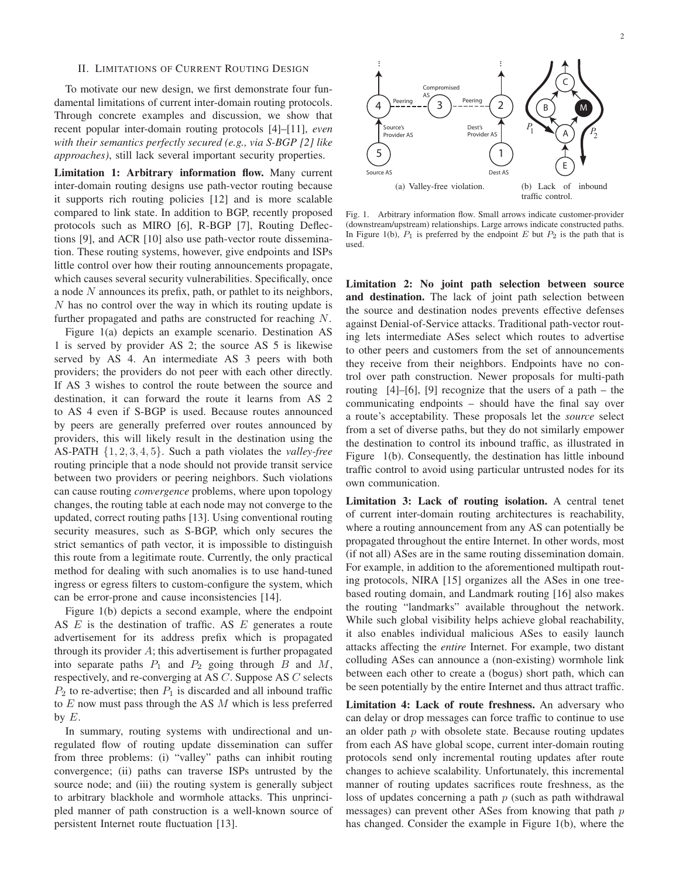## II. Limitations of Current Routing Design

To motivate our new design, we first demonstrate four fundamental limitations of current inter-domain routing protocols. Through concrete examples and discussion, we show that recent popular inter-domain routing protocols [4]–[11], *even with their semantics perfectly secured (e.g., via S-BGP [2] like approaches)*, still lack several important security properties.

**Limitation 1: Arbitrary information flow.** Many current inter-domain routing designs use path-vector routing because it supports rich routing policies [12] and is more scalable compared to link state. In addition to BGP, recently proposed protocols such as MIRO [6], R-BGP [7], Routing Deflections [9], and ACR [10] also use path-vector route dissemination. These routing systems, however, give endpoints and ISPs little control over how their routing announcements propagate, which causes several security vulnerabilities. Specifically, once a node $N$ announces its prefix, path, or pathlet to its neighbors, $N$ has no control over the way in which its routing update is further propagated and paths are constructed for reaching $N$.

Figure 1(a) depicts an example scenario. Destination AS 1 is served by provider AS 2; the source AS 5 is likewise served by AS 4. An intermediate AS 3 peers with both providers; the providers do not peer with each other directly. If AS 3 wishes to control the route between the source and destination, it can forward the route it learns from AS 2 to AS 4 even if S-BGP is used. Because routes announced by peers are generally preferred over routes announced by providers, this will likely result in the destination using the AS-PATH $\{1, 2, 3, 4, 5\}$. Such a path violates the *valley-free* routing principle that a node should not provide transit service between two providers or peering neighbors. Such violations can cause routing *convergence* problems, where upon topology changes, the routing table at each node may not converge to the updated, correct routing paths [13]. Using conventional routing security measures, such as S-BGP, which only secures the strict semantics of path vector, it is impossible to distinguish this route from a legitimate route. Currently, the only practical method for dealing with such anomalies is to use hand-tuned ingress or egress filters to custom-configure the system, which can be error-prone and cause inconsistencies [14].

Figure 1(b) depicts a second example, where the endpoint AS $E$ is the destination of traffic. AS $E$ generates a route advertisement for its address prefix which is propagated through its provider $A$; this advertisement is further propagated into separate paths $P_1$ and $P_2$ going through $B$ and $M$, respectively, and re-converging at AS $C$. Suppose AS $C$ selects $P_2$ to re-advertise; then $P_1$ is discarded and all inbound traffic to $E$ now must pass through the AS $M$ which is less preferred by $E$.

In summary, routing systems with undirectional and unregulated flow of routing update dissemination can suffer from three problems: (i) "valley" paths can inhibit routing convergence; (ii) paths can traverse ISPs untrusted by the source node; and (iii) the routing system is generally subject to arbitrary blackhole and wormhole attacks. This unprincipled manner of path construction is a well-known source of persistent Internet route fluctuation [13].

Source AS
Source's Provider AS
Peering
Compromised AS
Peering
Dest's Provider AS
Dest AS

(a) Valley-free violation.

(b) Lack of inbound traffic control.

Fig. 1. Arbitrary information flow. Small arrows indicate customer-provider (downstream/upstream) relationships. Large arrows indicate constructed paths. In Figure 1(b), $P_1$ is preferred by the endpoint $E$ but $P_2$ is the path that is used.

**Limitation 2: No joint path selection between source and destination.** The lack of joint path selection between the source and destination nodes prevents effective defenses against Denial-of-Service attacks. Traditional path-vector routing lets intermediate ASes select which routes to advertise to other peers and customers from the set of announcements they receive from their neighbors. Endpoints have no control over path construction. Newer proposals for multi-path routing [4]–[6], [9] recognize that the users of a path – the communicating endpoints – should have the final say over a route's acceptability. These proposals let the *source* select from a set of diverse paths, but they do not similarly empower the destination to control its inbound traffic, as illustrated in Figure 1(b). Consequently, the destination has little inbound traffic control to avoid using particular untrusted nodes for its own communication.

**Limitation 3: Lack of routing isolation.** A central tenet of current inter-domain routing architectures is reachability, where a routing announcement from any AS can potentially be propagated throughout the entire Internet. In other words, most (if not all) ASes are in the same routing dissemination domain. For example, in addition to the aforementioned multipath routing protocols, NIRA [15] organizes all the ASes in one tree-based routing domain, and Landmark routing [16] also makes the routing "landmarks" available throughout the network. While such global visibility helps achieve global reachability, it also enables individual malicious ASes to easily launch attacks affecting the *entire* Internet. For example, two distant colluding ASes can announce a (non-existing) wormhole link between each other to create a (bogus) short path, which can be seen potentially by the entire Internet and thus attract traffic.

**Limitation 4: Lack of route freshness.** An adversary who can delay or drop messages can force traffic to continue to use an older path $p$ with obsolete state. Because routing updates from each AS have global scope, current inter-domain routing protocols send only incremental routing updates after route changes to achieve scalability. Unfortunately, this incremental manner of routing updates sacrifices route freshness, as the loss of updates concerning a path $p$ (such as path withdrawal messages) can prevent other ASes from knowing that path $p$ has changed. Consider the example in Figure 1(b), where the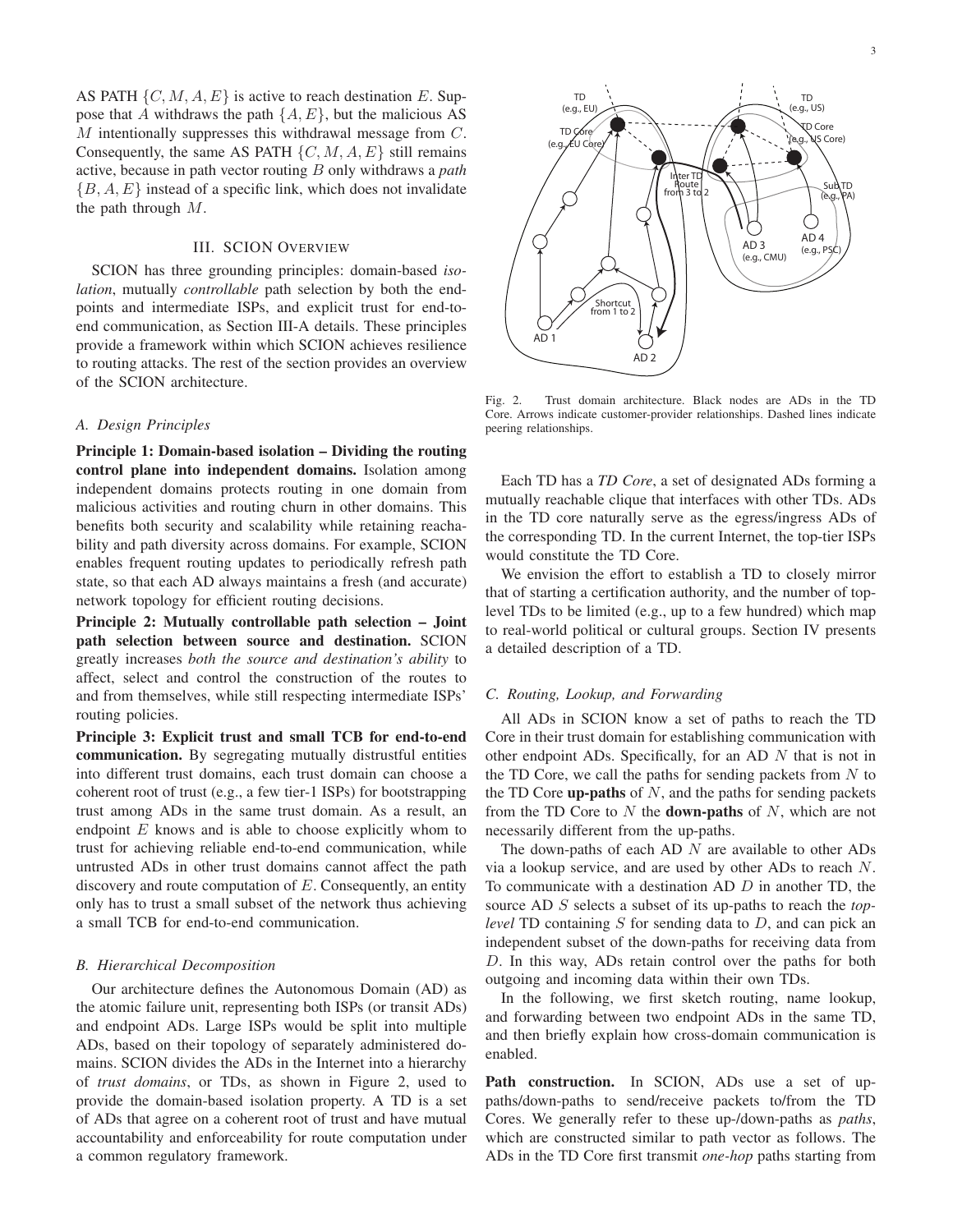AS PATH $\{C, M, A, E\}$ is active to reach destination $E$. Suppose that $A$ withdraws the path $\{A, E\}$, but the malicious AS $M$ intentionally suppresses this withdrawal message from $C$. Consequently, the same AS PATH $\{C, M, A, E\}$ still remains active, because in path vector routing $B$ only withdraws a *path* $\{B, A, E\}$ instead of a specific link, which does not invalidate the path through $M$.

## III. SCION Overview

SCION has three grounding principles: domain-based *isolation*, mutually *controllable* path selection by both the endpoints and intermediate ISPs, and explicit trust for end-to-end communication, as Section III-A details. These principles provide a framework within which SCION achieves resilience to routing attacks. The rest of the section provides an overview of the SCION architecture.

### A. Design Principles

**Principle 1: Domain-based isolation – Dividing the routing control plane into independent domains.** Isolation among independent domains protects routing in one domain from malicious activities and routing churn in other domains. This benefits both security and scalability while retaining reachability and path diversity across domains. For example, SCION enables frequent routing updates to periodically refresh path state, so that each AD always maintains a fresh (and accurate) network topology for efficient routing decisions.

**Principle 2: Mutually controllable path selection – Joint path selection between source and destination.** SCION greatly increases *both the source and destination's ability* to affect, select and control the construction of the routes to and from themselves, while still respecting intermediate ISPs' routing policies.

**Principle 3: Explicit trust and small TCB for end-to-end communication.** By segregating mutually distrustful entities into different trust domains, each trust domain can choose a coherent root of trust (e.g., a few tier-1 ISPs) for bootstrapping trust among ADs in the same trust domain. As a result, an endpoint $E$ knows and is able to choose explicitly whom to trust for achieving reliable end-to-end communication, while untrusted ADs in other trust domains cannot affect the path discovery and route computation of $E$. Consequently, an entity only has to trust a small subset of the network thus achieving a small TCB for end-to-end communication.

### B. Hierarchical Decomposition

Our architecture defines the Autonomous Domain (AD) as the atomic failure unit, representing both ISPs (or transit ADs) and endpoint ADs. Large ISPs would be split into multiple ADs, based on their topology of separately administered domains. SCION divides the ADs in the Internet into a hierarchy of *trust domains*, or TDs, as shown in Figure 2, used to provide the domain-based isolation property. A TD is a set of ADs that agree on a coherent root of trust and have mutual accountability and enforceability for route computation under a common regulatory framework.

TD (e.g., EU)
TD Core (e.g., EU Core)
TD (e.g., US)
TD Core (e.g., US Core)
Inter TD Route from 3 to 2
Sub TD (e.g., PA)
AD 3 (e.g., CMU)
AD 4 (e.g., PSC)
Shortcut from 1 to 2
AD 1
AD 2

Fig. 2. Trust domain architecture. Black nodes are ADs in the TD Core. Arrows indicate customer-provider relationships. Dashed lines indicate peering relationships.

Each TD has a *TD Core*, a set of designated ADs forming a mutually reachable clique that interfaces with other TDs. ADs in the TD core naturally serve as the egress/ingress ADs of the corresponding TD. In the current Internet, the top-tier ISPs would constitute the TD Core.

We envision the effort to establish a TD to closely mirror that of starting a certification authority, and the number of top-level TDs to be limited (e.g., up to a few hundred) which map to real-world political or cultural groups. Section IV presents a detailed description of a TD.

### C. Routing, Lookup, and Forwarding

All ADs in SCION know a set of paths to reach the TD Core in their trust domain for establishing communication with other endpoint ADs. Specifically, for an AD $N$ that is not in the TD Core, we call the paths for sending packets from $N$ to the TD Core **up-paths** of $N$, and the paths for sending packets from the TD Core to $N$ the **down-paths** of $N$, which are not necessarily different from the up-paths.

The down-paths of each AD $N$ are available to other ADs via a lookup service, and are used by other ADs to reach $N$. To communicate with a destination AD $D$ in another TD, the source AD $S$ selects a subset of its up-paths to reach the *top-level* TD containing $S$ for sending data to $D$, and can pick an independent subset of the down-paths for receiving data from $D$. In this way, ADs retain control over the paths for both outgoing and incoming data within their own TDs.

In the following, we first sketch routing, name lookup, and forwarding between two endpoint ADs in the same TD, and then briefly explain how cross-domain communication is enabled.

**Path construction.** In SCION, ADs use a set of up-paths/down-paths to send/receive packets to/from the TD Cores. We generally refer to these up-/down-paths as *paths*, which are constructed similar to path vector as follows. The ADs in the TD Core first transmit *one-hop* paths starting from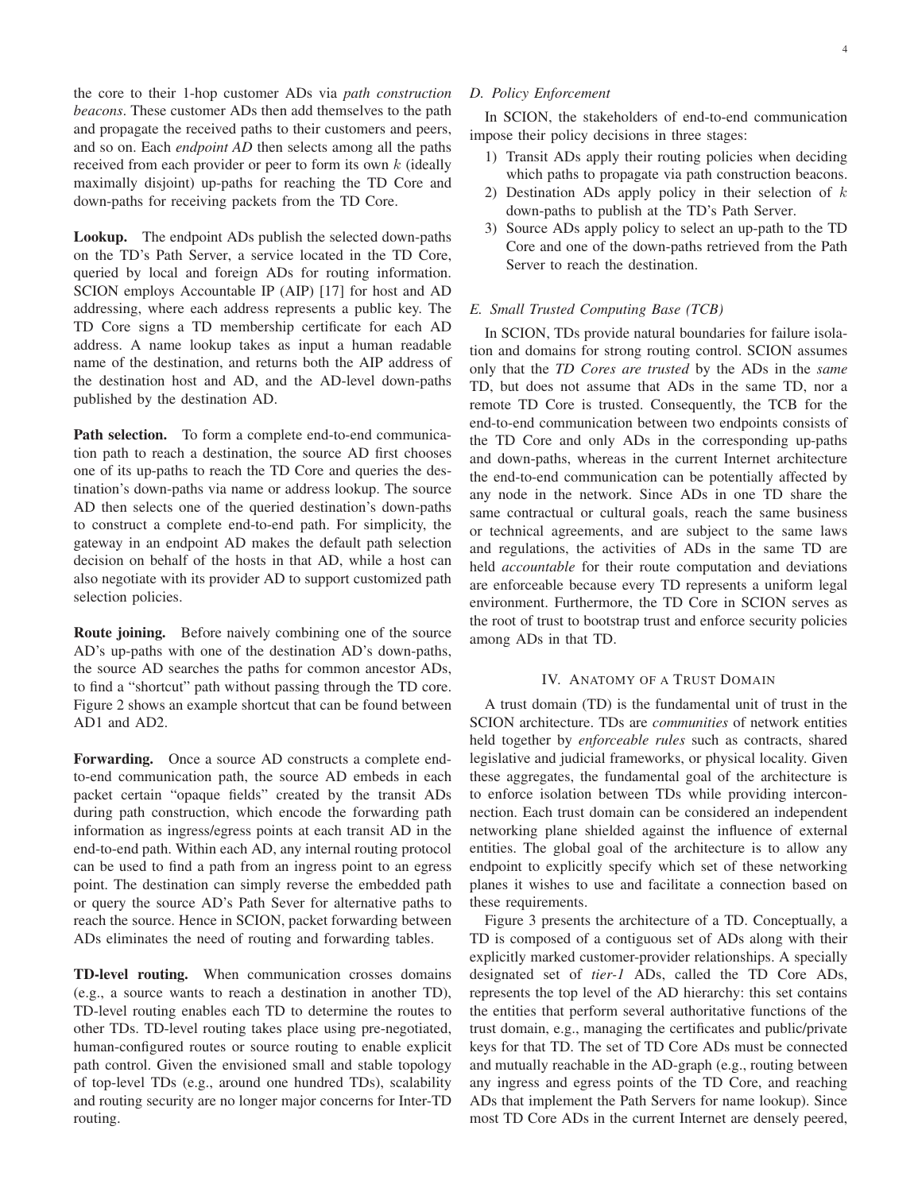the core to their 1-hop customer ADs via *path construction beacons*. These customer ADs then add themselves to the path and propagate the received paths to their customers and peers, and so on. Each *endpoint AD* then selects among all the paths received from each provider or peer to form its own $k$ (ideally maximally disjoint) up-paths for reaching the TD Core and down-paths for receiving packets from the TD Core.

**Lookup.** The endpoint ADs publish the selected down-paths on the TD's Path Server, a service located in the TD Core, queried by local and foreign ADs for routing information. SCION employs Accountable IP (AIP) [17] for host and AD addressing, where each address represents a public key. The TD Core signs a TD membership certificate for each AD address. A name lookup takes as input a human readable name of the destination, and returns both the AIP address of the destination host and AD, and the AD-level down-paths published by the destination AD.

**Path selection.** To form a complete end-to-end communication path to reach a destination, the source AD first chooses one of its up-paths to reach the TD Core and queries the destination's down-paths via name or address lookup. The source AD then selects one of the queried destination's down-paths to construct a complete end-to-end path. For simplicity, the gateway in an endpoint AD makes the default path selection decision on behalf of the hosts in that AD, while a host can also negotiate with its provider AD to support customized path selection policies.

**Route joining.** Before naively combining one of the source AD's up-paths with one of the destination AD's down-paths, the source AD searches the paths for common ancestor ADs, to find a "shortcut" path without passing through the TD core. Figure 2 shows an example shortcut that can be found between AD1 and AD2.

**Forwarding.** Once a source AD constructs a complete end-to-end communication path, the source AD embeds in each packet certain "opaque fields" created by the transit ADs during path construction, which encode the forwarding path information as ingress/egress points at each transit AD in the end-to-end path. Within each AD, any internal routing protocol can be used to find a path from an ingress point to an egress point. The destination can simply reverse the embedded path or query the source AD's Path Sever for alternative paths to reach the source. Hence in SCION, packet forwarding between ADs eliminates the need of routing and forwarding tables.

**TD-level routing.** When communication crosses domains (e.g., a source wants to reach a destination in another TD), TD-level routing enables each TD to determine the routes to other TDs. TD-level routing takes place using pre-negotiated, human-configured routes or source routing to enable explicit path control. Given the envisioned small and stable topology of top-level TDs (e.g., around one hundred TDs), scalability and routing security are no longer major concerns for Inter-TD routing.

### D. Policy Enforcement

In SCION, the stakeholders of end-to-end communication impose their policy decisions in three stages:

1) Transit ADs apply their routing policies when deciding which paths to propagate via path construction beacons.
2) Destination ADs apply policy in their selection of $k$ down-paths to publish at the TD's Path Server.
3) Source ADs apply policy to select an up-path to the TD Core and one of the down-paths retrieved from the Path Server to reach the destination.

### E. Small Trusted Computing Base (TCB)

In SCION, TDs provide natural boundaries for failure isolation and domains for strong routing control. SCION assumes only that the *TD Cores are trusted* by the ADs in the *same* TD, but does not assume that ADs in the same TD, nor a remote TD Core is trusted. Consequently, the TCB for the end-to-end communication between two endpoints consists of the TD Core and only ADs in the corresponding up-paths and down-paths, whereas in the current Internet architecture the end-to-end communication can be potentially affected by any node in the network. Since ADs in one TD share the same contractual or cultural goals, reach the same business or technical agreements, and are subject to the same laws and regulations, the activities of ADs in the same TD are held *accountable* for their route computation and deviations are enforceable because every TD represents a uniform legal environment. Furthermore, the TD Core in SCION serves as the root of trust to bootstrap trust and enforce security policies among ADs in that TD.

## IV. Anatomy of a Trust Domain

A trust domain (TD) is the fundamental unit of trust in the SCION architecture. TDs are *communities* of network entities held together by *enforceable rules* such as contracts, shared legislative and judicial frameworks, or physical locality. Given these aggregates, the fundamental goal of the architecture is to enforce isolation between TDs while providing interconnection. Each trust domain can be considered an independent networking plane shielded against the influence of external entities. The global goal of the architecture is to allow any endpoint to explicitly specify which set of these networking planes it wishes to use and facilitate a connection based on these requirements.

Figure 3 presents the architecture of a TD. Conceptually, a TD is composed of a contiguous set of ADs along with their explicitly marked customer-provider relationships. A specially designated set of *tier-1* ADs, called the TD Core ADs, represents the top level of the AD hierarchy: this set contains the entities that perform several authoritative functions of the trust domain, e.g., managing the certificates and public/private keys for that TD. The set of TD Core ADs must be connected and mutually reachable in the AD-graph (e.g., routing between any ingress and egress points of the TD Core, and reaching ADs that implement the Path Servers for name lookup). Since most TD Core ADs in the current Internet are densely peered,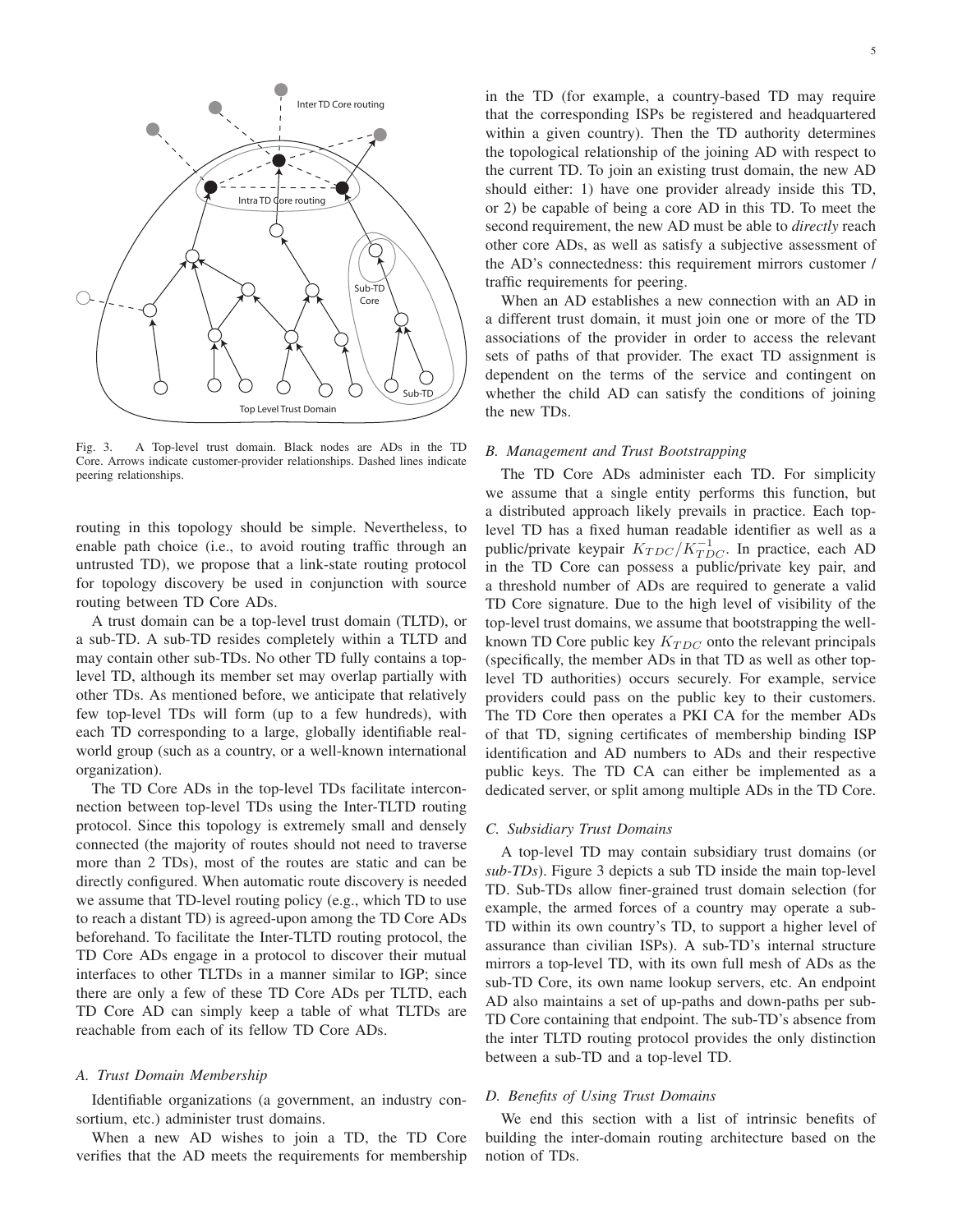Inter TD Core routing

Intra TD Core routing

Sub-TD Core

Sub-TD

Top Level Trust Domain

Fig. 3. A Top-level trust domain. Black nodes are ADs in the TD Core. Arrows indicate customer-provider relationships. Dashed lines indicate peering relationships.

routing in this topology should be simple. Nevertheless, to enable path choice (i.e., to avoid routing traffic through an untrusted TD), we propose that a link-state routing protocol for topology discovery be used in conjunction with source routing between TD Core ADs.

A trust domain can be a top-level trust domain (TLTD), or a sub-TD. A sub-TD resides completely within a TLTD and may contain other sub-TDs. No other TD fully contains a top-level TD, although its member set may overlap partially with other TDs. As mentioned before, we anticipate that relatively few top-level TDs will form (up to a few hundreds), with each TD corresponding to a large, globally identifiable real-world group (such as a country, or a well-known international organization).

The TD Core ADs in the top-level TDs facilitate interconnection between top-level TDs using the Inter-TLTD routing protocol. Since this topology is extremely small and densely connected (the majority of routes should not need to traverse more than 2 TDs), most of the routes are static and can be directly configured. When automatic route discovery is needed we assume that TD-level routing policy (e.g., which TD to use to reach a distant TD) is agreed-upon among the TD Core ADs beforehand. To facilitate the Inter-TLTD routing protocol, the TD Core ADs engage in a protocol to discover their mutual interfaces to other TLTDs in a manner similar to IGP; since there are only a few of these TD Core ADs per TLTD, each TD Core AD can simply keep a table of what TLTDs are reachable from each of its fellow TD Core ADs.

### A. Trust Domain Membership

Identifiable organizations (a government, an industry consortium, etc.) administer trust domains.

When a new AD wishes to join a TD, the TD Core verifies that the AD meets the requirements for membership in the TD (for example, a country-based TD may require that the corresponding ISPs be registered and headquartered within a given country). Then the TD authority determines the topological relationship of the joining AD with respect to the current TD. To join an existing trust domain, the new AD should either: 1) have one provider already inside this TD, or 2) be capable of being a core AD in this TD. To meet the second requirement, the new AD must be able to *directly* reach other core ADs, as well as satisfy a subjective assessment of the AD's connectedness: this requirement mirrors customer / traffic requirements for peering.

When an AD establishes a new connection with an AD in a different trust domain, it must join one or more of the TD associations of the provider in order to access the relevant sets of paths of that provider. The exact TD assignment is dependent on the terms of the service and contingent on whether the child AD can satisfy the conditions of joining the new TDs.

### B. Management and Trust Bootstrapping

The TD Core ADs administer each TD. For simplicity we assume that a single entity performs this function, but a distributed approach likely prevails in practice. Each top-level TD has a fixed human readable identifier as well as a public/private keypair $K_{TDC}/K_{TDC}^{-1}$. In practice, each AD in the TD Core can possess a public/private key pair, and a threshold number of ADs are required to generate a valid TD Core signature. Due to the high level of visibility of the top-level trust domains, we assume that bootstrapping the well-known TD Core public key $K_{TDC}$ onto the relevant principals (specifically, the member ADs in that TD as well as other top-level TD authorities) occurs securely. For example, service providers could pass on the public key to their customers. The TD Core then operates a PKI CA for the member ADs of that TD, signing certificates of membership binding ISP identification and AD numbers to ADs and their respective public keys. The TD CA can either be implemented as a dedicated server, or split among multiple ADs in the TD Core.

### C. Subsidiary Trust Domains

A top-level TD may contain subsidiary trust domains (or *sub-TDs*). Figure 3 depicts a sub TD inside the main top-level TD. Sub-TDs allow finer-grained trust domain selection (for example, the armed forces of a country may operate a sub-TD within its own country's TD, to support a higher level of assurance than civilian ISPs). A sub-TD's internal structure mirrors a top-level TD, with its own full mesh of ADs as the sub-TD Core, its own name lookup servers, etc. An endpoint AD also maintains a set of up-paths and down-paths per sub-TD Core containing that endpoint. The sub-TD's absence from the inter TLTD routing protocol provides the only distinction between a sub-TD and a top-level TD.

### D. Benefits of Using Trust Domains

We end this section with a list of intrinsic benefits of building the inter-domain routing architecture based on the notion of TDs.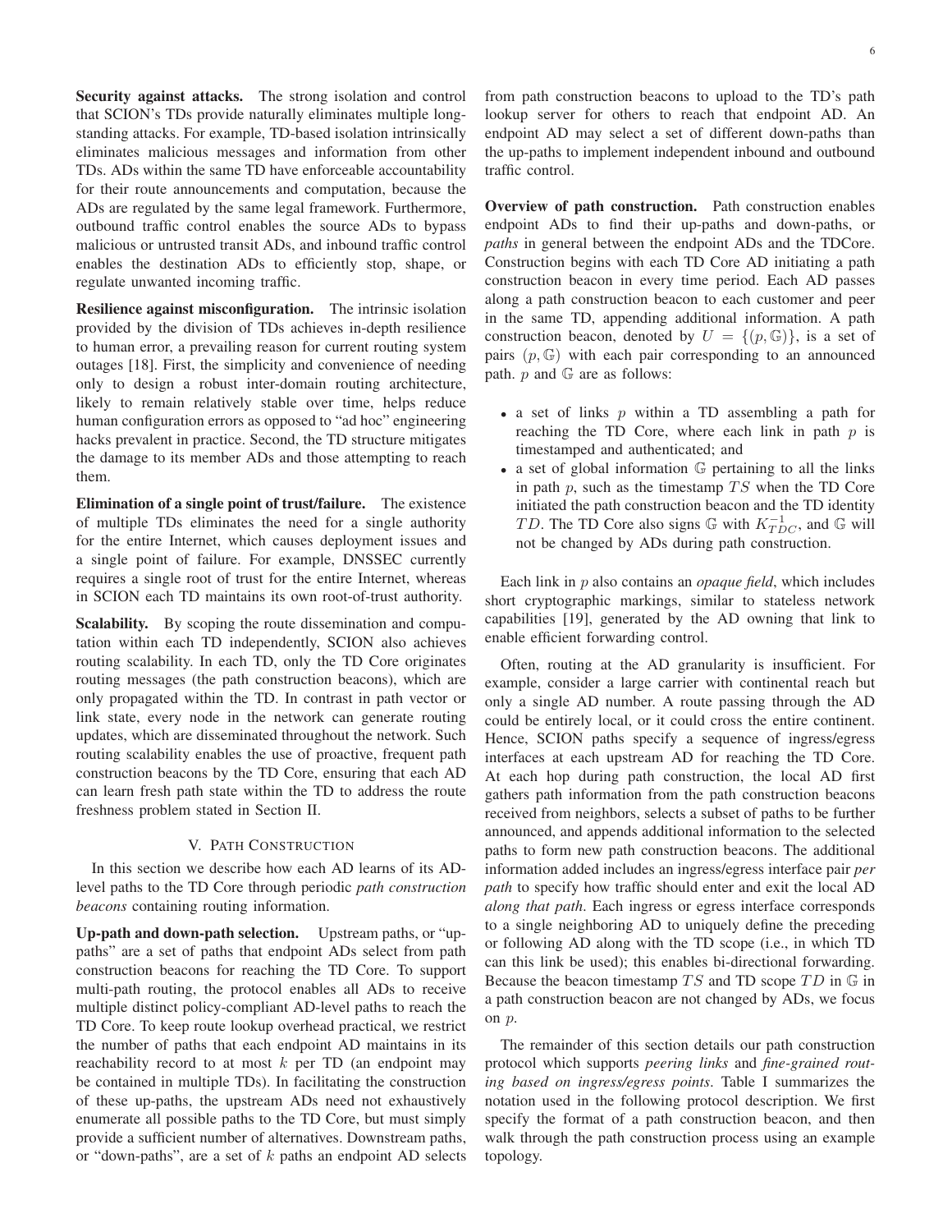**Security against attacks.** The strong isolation and control that SCION's TDs provide naturally eliminates multiple long-standing attacks. For example, TD-based isolation intrinsically eliminates malicious messages and information from other TDs. ADs within the same TD have enforceable accountability for their route announcements and computation, because the ADs are regulated by the same legal framework. Furthermore, outbound traffic control enables the source ADs to bypass malicious or untrusted transit ADs, and inbound traffic control enables the destination ADs to efficiently stop, shape, or regulate unwanted incoming traffic.

**Resilience against misconfiguration.** The intrinsic isolation provided by the division of TDs achieves in-depth resilience to human error, a prevailing reason for current routing system outages [18]. First, the simplicity and convenience of needing only to design a robust inter-domain routing architecture, likely to remain relatively stable over time, helps reduce human configuration errors as opposed to "ad hoc" engineering hacks prevalent in practice. Second, the TD structure mitigates the damage to its member ADs and those attempting to reach them.

**Elimination of a single point of trust/failure.** The existence of multiple TDs eliminates the need for a single authority for the entire Internet, which causes deployment issues and a single point of failure. For example, DNSSEC currently requires a single root of trust for the entire Internet, whereas in SCION each TD maintains its own root-of-trust authority.

**Scalability.** By scoping the route dissemination and computation within each TD independently, SCION also achieves routing scalability. In each TD, only the TD Core originates routing messages (the path construction beacons), which are only propagated within the TD. In contrast in path vector or link state, every node in the network can generate routing updates, which are disseminated throughout the network. Such routing scalability enables the use of proactive, frequent path construction beacons by the TD Core, ensuring that each AD can learn fresh path state within the TD to address the route freshness problem stated in Section II.

## V. Path Construction

In this section we describe how each AD learns of its AD-level paths to the TD Core through periodic *path construction beacons* containing routing information.

**Up-path and down-path selection.** Upstream paths, or "up-paths" are a set of paths that endpoint ADs select from path construction beacons for reaching the TD Core. To support multi-path routing, the protocol enables all ADs to receive multiple distinct policy-compliant AD-level paths to reach the TD Core. To keep route lookup overhead practical, we restrict the number of paths that each endpoint AD maintains in its reachability record to at most $k$ per TD (an endpoint may be contained in multiple TDs). In facilitating the construction of these up-paths, the upstream ADs need not exhaustively enumerate all possible paths to the TD Core, but must simply provide a sufficient number of alternatives. Downstream paths, or "down-paths", are a set of $k$ paths an endpoint AD selects from path construction beacons to upload to the TD's path lookup server for others to reach that endpoint AD. An endpoint AD may select a set of different down-paths than the up-paths to implement independent inbound and outbound traffic control.

**Overview of path construction.** Path construction enables endpoint ADs to find their up-paths and down-paths, or *paths* in general between the endpoint ADs and the TDCore. Construction begins with each TD Core AD initiating a path construction beacon in every time period. Each AD passes along a path construction beacon to each customer and peer in the same TD, appending additional information. A path construction beacon, denoted by $U = \{(p, \mathbb{G})\}$, is a set of pairs $(p, \mathbb{G})$ with each pair corresponding to an announced path. $p$ and $\mathbb{G}$ are as follows:

- a set of links $p$ within a TD assembling a path for reaching the TD Core, where each link in path $p$ is timestamped and authenticated; and
- a set of global information $\mathbb{G}$ pertaining to all the links in path $p$, such as the timestamp $TS$ when the TD Core initiated the path construction beacon and the TD identity $TD$. The TD Core also signs $\mathbb{G}$ with $K_{TDC}^{-1}$, and $\mathbb{G}$ will not be changed by ADs during path construction.

Each link in $p$ also contains an *opaque field*, which includes short cryptographic markings, similar to stateless network capabilities [19], generated by the AD owning that link to enable efficient forwarding control.

Often, routing at the AD granularity is insufficient. For example, consider a large carrier with continental reach but only a single AD number. A route passing through the AD could be entirely local, or it could cross the entire continent. Hence, SCION paths specify a sequence of ingress/egress interfaces at each upstream AD for reaching the TD Core. At each hop during path construction, the local AD first gathers path information from the path construction beacons received from neighbors, selects a subset of paths to be further announced, and appends additional information to the selected paths to form new path construction beacons. The additional information added includes an ingress/egress interface pair *per path* to specify how traffic should enter and exit the local AD *along that path*. Each ingress or egress interface corresponds to a single neighboring AD to uniquely define the preceding or following AD along with the TD scope (i.e., in which TD can this link be used); this enables bi-directional forwarding. Because the beacon timestamp $TS$ and TD scope $TD$ in $\mathbb{G}$ in a path construction beacon are not changed by ADs, we focus on $p$.

The remainder of this section details our path construction protocol which supports *peering links* and *fine-grained routing based on ingress/egress points*. Table I summarizes the notation used in the following protocol description. We first specify the format of a path construction beacon, and then walk through the path construction process using an example topology.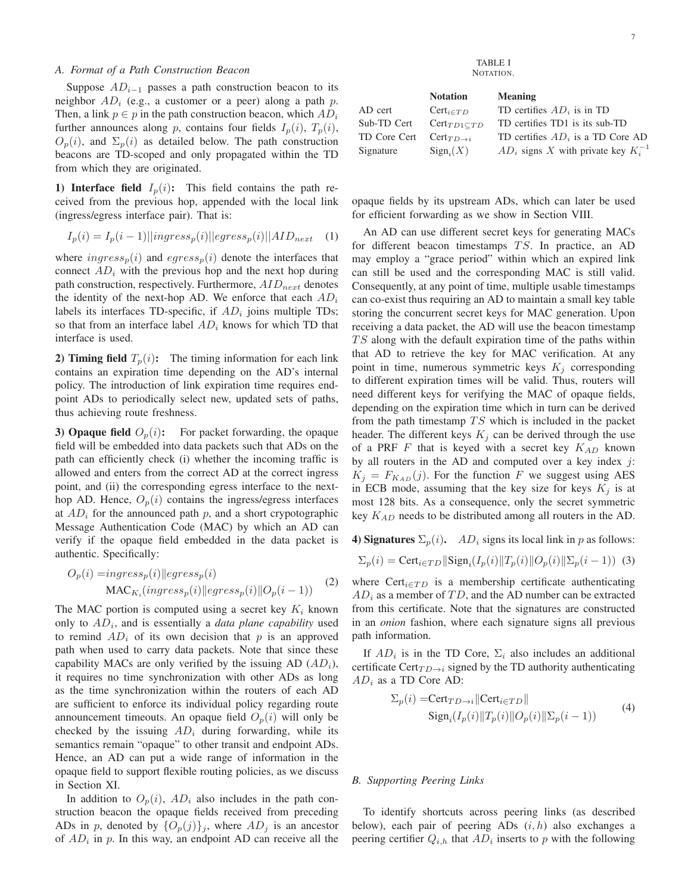### A. Format of a Path Construction Beacon

Suppose $AD_{i-1}$ passes a path construction beacon to its neighbor $AD_i$ (e.g., a customer or a peer) along a path $p$. Then, a link $p \in p$ in the path construction beacon, which $AD_i$ further announces along $p$, contains four fields $I_p(i)$, $T_p(i)$, $O_p(i)$, and $\Sigma_p(i)$ as detailed below. The path construction beacons are TD-scoped and only propagated within the TD from which they are originated.

**1) Interface field $I_p(i)$:** This field contains the path received from the previous hop, appended with the local link (ingress/egress interface pair). That is:

$$I_p(i) = I_p(i-1)||ingress_p(i)||egress_p(i)||AID_{next} \quad (1)$$

where $ingress_p(i)$ and $egress_p(i)$ denote the interfaces that connect $AD_i$ with the previous hop and the next hop during path construction, respectively. Furthermore, $AID_{next}$ denotes the identity of the next-hop AD. We enforce that each $AD_i$ labels its interfaces TD-specific, if $AD_i$ joins multiple TDs; so that from an interface label $AD_i$ knows for which TD that interface is used.

**2) Timing field $T_p(i)$:** The timing information for each link contains an expiration time depending on the AD's internal policy. The introduction of link expiration time requires endpoint ADs to periodically select new, updated sets of paths, thus achieving route freshness.

**3) Opaque field $O_p(i)$:** For packet forwarding, the opaque field will be embedded into data packets such that ADs on the path can efficiently check (i) whether the incoming traffic is allowed and enters from the correct AD at the correct ingress point, and (ii) the corresponding egress interface to the next-hop AD. Hence, $O_p(i)$ contains the ingress/egress interfaces at $AD_i$ for the announced path $p$, and a short crypotographic Message Authentication Code (MAC) by which an AD can verify if the opaque field embedded in the data packet is authentic. Specifically:

$$\begin{aligned} O_p(i) = & ingress_p(i) \| egress_p(i) \\ & \text{MAC}_{K_i}(ingress_p(i) \| egress_p(i) \| O_p(i-1)) \end{aligned} \quad (2)$$

The MAC portion is computed using a secret key $K_i$ known only to $AD_i$, and is essentially a *data plane capability* used to remind $AD_i$ of its own decision that $p$ is an approved path when used to carry data packets. Note that since these capability MACs are only verified by the issuing AD ($AD_i$), it requires no time synchronization with other ADs as long as the time synchronization within the routers of each AD are sufficient to enforce its individual policy regarding route announcement timeouts. An opaque field $O_p(i)$ will only be checked by the issuing $AD_i$ during forwarding, while its semantics remain "opaque" to other transit and endpoint ADs. Hence, an AD can put a wide range of information in the opaque field to support flexible routing policies, as we discuss in Section XI.

In addition to $O_p(i)$, $AD_i$ also includes in the path construction beacon the opaque fields received from preceding ADs in $p$, denoted by $\{O_p(j)\}_j$, where $AD_j$ is an ancestor of $AD_i$ in $p$. In this way, an endpoint AD can receive all the opaque fields by its upstream ADs, which can later be used for efficient forwarding as we show in Section VIII.

TABLE I
NOTATION.

| | Notation | Meaning |
|---|---|---|
| AD cert | $\text{Cert}_{i \in TD}$ | TD certifies $AD_i$ is in TD |
| Sub-TD Cert | $\text{Cert}_{TD1 \subseteq TD}$ | TD certifies TD1 is its sub-TD |
| TD Core Cert | $\text{Cert}_{TD \to i}$ | TD certifies $AD_i$ is a TD Core AD |
| Signature | $\text{Sign}_i(X)$ | $AD_i$ signs $X$ with private key $K_i^{-1}$ |

An AD can use different secret keys for generating MACs for different beacon timestamps $TS$. In practice, an AD may employ a "grace period" within which an expired link can still be used and the corresponding MAC is still valid. Consequently, at any point of time, multiple usable timestamps can co-exist thus requiring an AD to maintain a small key table storing the concurrent secret keys for MAC generation. Upon receiving a data packet, the AD will use the beacon timestamp $TS$ along with the default expiration time of the paths within that AD to retrieve the key for MAC verification. At any point in time, numerous symmetric keys $K_j$ corresponding to different expiration times will be valid. Thus, routers will need different keys for verifying the MAC of opaque fields, depending on the expiration time which in turn can be derived from the path timestamp $TS$ which is included in the packet header. The different keys $K_j$ can be derived through the use of a PRF $F$ that is keyed with a secret key $K_{AD}$ known by all routers in the AD and computed over a key index $j$: $K_j = F_{K_{AD}}(j)$. For the function $F$ we suggest using AES in ECB mode, assuming that the key size for keys $K_j$ is at most 128 bits. As a consequence, only the secret symmetric key $K_{AD}$ needs to be distributed among all routers in the AD.

**4) Signatures $\Sigma_p(i)$.** $AD_i$ signs its local link in $p$ as follows:

$$\Sigma_p(i) = \text{Cert}_{i \in TD} \| \text{Sign}_i(I_p(i) \| T_p(i) \| O_p(i) \| \Sigma_p(i-1)) \quad (3)$$

where $\text{Cert}_{i \in TD}$ is a membership certificate authenticating $AD_i$ as a member of $TD$, and the AD number can be extracted from this certificate. Note that the signatures are constructed in an *onion* fashion, where each signature signs all previous path information.

If $AD_i$ is in the TD Core, $\Sigma_i$ also includes an additional certificate $\text{Cert}_{TD \to i}$ signed by the TD authority authenticating $AD_i$ as a TD Core AD:

$$\begin{aligned} \Sigma_p(i) = & \text{Cert}_{TD \to i} \| \text{Cert}_{i \in TD} \| \\ & \text{Sign}_i(I_p(i) \| T_p(i) \| O_p(i) \| \Sigma_p(i-1)) \end{aligned} \quad (4)$$

### B. Supporting Peering Links

To identify shortcuts across peering links (as described below), each pair of peering ADs $(i, h)$ also exchanges a peering certifier $Q_{i,h}$ that $AD_i$ inserts to $p$ with the following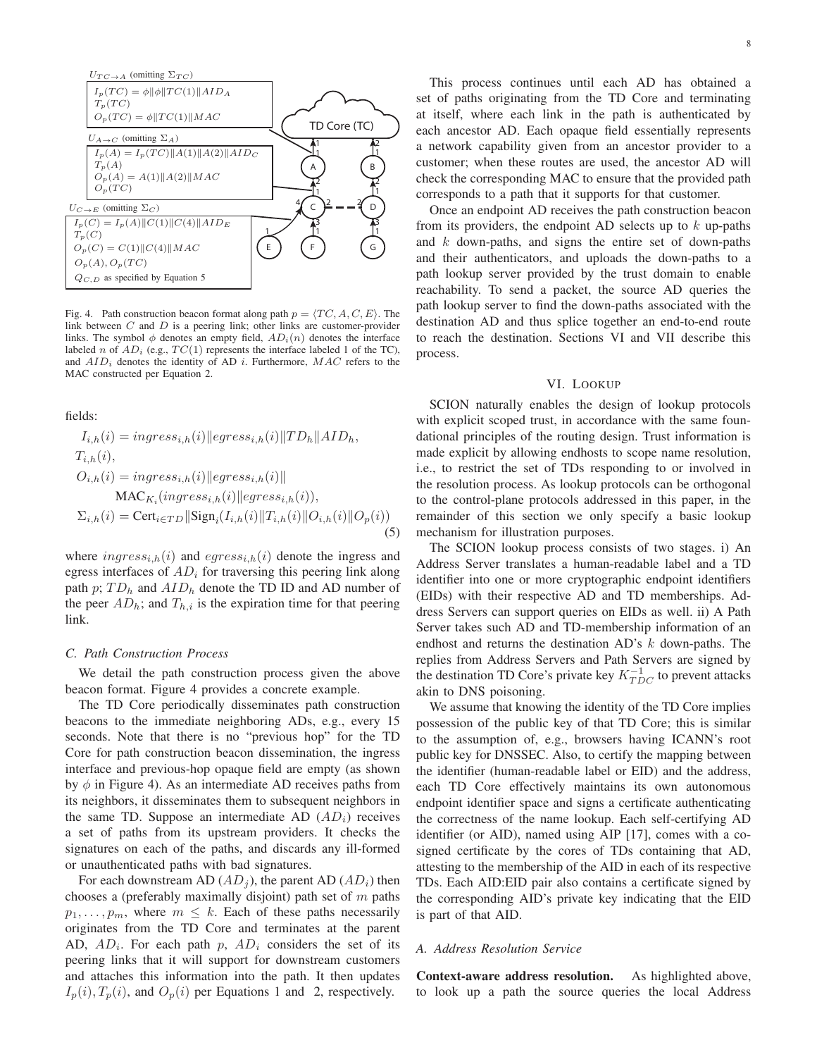$U_{TC \to A}$ (omitting $\Sigma_{TC}$)

$I_p(TC) = \phi \| \phi \| TC(1) \| AID_A$
$T_p(TC)$
$O_p(TC) = \phi \| TC(1) \| MAC$

$U_{A \to C}$ (omitting $\Sigma_A$)

$I_p(A) = I_p(TC) \| A(1) \| A(2) \| AID_C$
$T_p(A)$
$O_p(A) = A(1) \| A(2) \| MAC$
$O_p(TC)$

$U_{C \to E}$ (omitting $\Sigma_C$)

$I_p(C) = I_p(A) \| C(1) \| C(4) \| AID_E$
$T_p(C)$
$O_p(C) = C(1) \| C(4) \| MAC$
$O_p(A), O_p(TC)$
$Q_{C,D}$ as specified by Equation 5

TD Core (TC)

A B C D E F G

1 2 1 2 1 2 1 4 2 2 3 1 3 1 1

Fig. 4. Path construction beacon format along path $p = \langle TC, A, C, E \rangle$. The link between $C$ and $D$ is a peering link; other links are customer-provider links. The symbol $\phi$ denotes an empty field, $AD_i(n)$ denotes the interface labeled $n$ of $AD_i$ (e.g., $TC(1)$ represents the interface labeled 1 of the TC), and $AID_i$ denotes the identity of AD $i$. Furthermore, $MAC$ refers to the MAC constructed per Equation 2.

fields:

$$
\begin{aligned}
&I_{i,h}(i) = ingress_{i,h}(i) \| egress_{i,h}(i) \| TD_h \| AID_h,\\
&T_{i,h}(i),\\
&O_{i,h}(i) = ingress_{i,h}(i) \| egress_{i,h}(i) \|\\
&\qquad \text{MAC}_{K_i}(ingress_{i,h}(i) \| egress_{i,h}(i)),\\
&\Sigma_{i,h}(i) = \text{Cert}_{i \in TD} \| \text{Sign}_i(I_{i,h}(i) \| T_{i,h}(i) \| O_{i,h}(i) \| O_p(i))
\end{aligned} \tag{5}
$$

where $ingress_{i,h}(i)$ and $egress_{i,h}(i)$ denote the ingress and egress interfaces of $AD_i$ for traversing this peering link along path $p$; $TD_h$ and $AID_h$ denote the TD ID and AD number of the peer $AD_h$; and $T_{h,i}$ is the expiration time for that peering link.

### C. Path Construction Process

We detail the path construction process given the above beacon format. Figure 4 provides a concrete example.

The TD Core periodically disseminates path construction beacons to the immediate neighboring ADs, e.g., every 15 seconds. Note that there is no "previous hop" for the TD Core for path construction beacon dissemination, the ingress interface and previous-hop opaque field are empty (as shown by $\phi$ in Figure 4). As an intermediate AD receives paths from its neighbors, it disseminates them to subsequent neighbors in the same TD. Suppose an intermediate AD ($AD_i$) receives a set of paths from its upstream providers. It checks the signatures on each of the paths, and discards any ill-formed or unauthenticated paths with bad signatures.

For each downstream AD ($AD_j$), the parent AD ($AD_i$) then chooses a (preferably maximally disjoint) path set of $m$ paths $p_1, \ldots, p_m$, where $m \leq k$. Each of these paths necessarily originates from the TD Core and terminates at the parent AD, $AD_i$. For each path $p$, $AD_i$ considers the set of its peering links that it will support for downstream customers and attaches this information into the path. It then updates $I_p(i), T_p(i)$, and $O_p(i)$ per Equations 1 and 2, respectively.

This process continues until each AD has obtained a set of paths originating from the TD Core and terminating at itself, where each link in the path is authenticated by each ancestor AD. Each opaque field essentially represents a network capability given from an ancestor provider to a customer; when these routes are used, the ancestor AD will check the corresponding MAC to ensure that the provided path corresponds to a path that it supports for that customer.

Once an endpoint AD receives the path construction beacon from its providers, the endpoint AD selects up to $k$ up-paths and $k$ down-paths, and signs the entire set of down-paths and their authenticators, and uploads the down-paths to a path lookup server provided by the trust domain to enable reachability. To send a packet, the source AD queries the path lookup server to find the down-paths associated with the destination AD and thus splice together an end-to-end route to reach the destination. Sections VI and VII describe this process.

## VI. Lookup

SCION naturally enables the design of lookup protocols with explicit scoped trust, in accordance with the same foundational principles of the routing design. Trust information is made explicit by allowing endhosts to scope name resolution, i.e., to restrict the set of TDs responding to or involved in the resolution process. As lookup protocols can be orthogonal to the control-plane protocols addressed in this paper, in the remainder of this section we only specify a basic lookup mechanism for illustration purposes.

The SCION lookup process consists of two stages. i) An Address Server translates a human-readable label and a TD identifier into one or more cryptographic endpoint identifiers (EIDs) with their respective AD and TD memberships. Address Servers can support queries on EIDs as well. ii) A Path Server takes such AD and TD-membership information of an endhost and returns the destination AD's $k$ down-paths. The replies from Address Servers and Path Servers are signed by the destination TD Core's private key $K_{TDC}^{-1}$ to prevent attacks akin to DNS poisoning.

We assume that knowing the identity of the TD Core implies possession of the public key of that TD Core; this is similar to the assumption of, e.g., browsers having ICANN's root public key for DNSSEC. Also, to certify the mapping between the identifier (human-readable label or EID) and the address, each TD Core effectively maintains its own autonomous endpoint identifier space and signs a certificate authenticating the correctness of the name lookup. Each self-certifying AD identifier (or AID), named using AIP [17], comes with a co-signed certificate by the cores of TDs containing that AD, attesting to the membership of the AID in each of its respective TDs. Each AID:EID pair also contains a certificate signed by the corresponding AID's private key indicating that the EID is part of that AID.

### A. Address Resolution Service

**Context-aware address resolution.** As highlighted above, to look up a path the source queries the local Address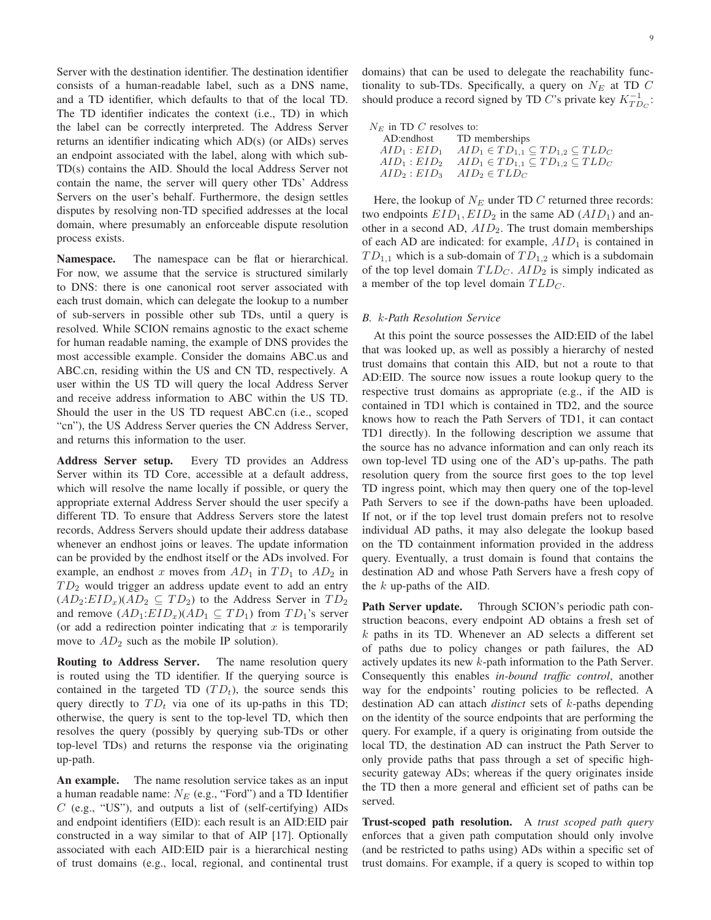Server with the destination identifier. The destination identifier consists of a human-readable label, such as a DNS name, and a TD identifier, which defaults to that of the local TD. The TD identifier indicates the context (i.e., TD) in which the label can be correctly interpreted. The Address Server returns an identifier indicating which AD(s) (or AIDs) serves an endpoint associated with the label, along with which sub-TD(s) contains the AID. Should the local Address Server not contain the name, the server will query other TDs' Address Servers on the user's behalf. Furthermore, the design settles disputes by resolving non-TD specified addresses at the local domain, where presumably an enforceable dispute resolution process exists.

**Namespace.** The namespace can be flat or hierarchical. For now, we assume that the service is structured similarly to DNS: there is one canonical root server associated with each trust domain, which can delegate the lookup to a number of sub-servers in possible other sub TDs, until a query is resolved. While SCION remains agnostic to the exact scheme for human readable naming, the example of DNS provides the most accessible example. Consider the domains ABC.us and ABC.cn, residing within the US and CN TD, respectively. A user within the US TD will query the local Address Server and receive address information to ABC within the US TD. Should the user in the US TD request ABC.cn (i.e., scoped "cn"), the US Address Server queries the CN Address Server, and returns this information to the user.

**Address Server setup.** Every TD provides an Address Server within its TD Core, accessible at a default address, which will resolve the name locally if possible, or query the appropriate external Address Server should the user specify a different TD. To ensure that Address Servers store the latest records, Address Servers should update their address database whenever an endhost joins or leaves. The update information can be provided by the endhost itself or the ADs involved. For example, an endhost $x$ moves from $AD_1$ in $TD_1$ to $AD_2$ in $TD_2$ would trigger an address update event to add an entry $(AD_2{:}EID_x)(AD_2 \subseteq TD_2)$ to the Address Server in $TD_2$ and remove $(AD_1{:}EID_x)(AD_1 \subseteq TD_1)$ from $TD_1$'s server (or add a redirection pointer indicating that $x$ is temporarily move to $AD_2$ such as the mobile IP solution).

**Routing to Address Server.** The name resolution query is routed using the TD identifier. If the querying source is contained in the targeted TD ($TD_t$), the source sends this query directly to $TD_t$ via one of its up-paths in this TD; otherwise, the query is sent to the top-level TD, which then resolves the query (possibly by querying sub-TDs or other top-level TDs) and returns the response via the originating up-path.

**An example.** The name resolution service takes as an input a human readable name: $N_E$ (e.g., "Ford") and a TD Identifier $C$ (e.g., "US"), and outputs a list of (self-certifying) AIDs and endpoint identifiers (EID): each result is an AID:EID pair constructed in a way similar to that of AIP [17]. Optionally associated with each AID:EID pair is a hierarchical nesting of trust domains (e.g., local, regional, and continental trust domains) that can be used to delegate the reachability functionality to sub-TDs. Specifically, a query on $N_E$ at TD $C$ should produce a record signed by TD $C$'s private key $K_{TD_C}^{-1}$:

$N_E$ in TD $C$ resolves to:

| AD:endhost | TD memberships |
|---|---|
| $AID_1 : EID_1$ | $AID_1 \in TD_{1,1} \subseteq TD_{1,2} \subseteq TLD_C$ |
| $AID_1 : EID_2$ | $AID_1 \in TD_{1,1} \subseteq TD_{1,2} \subseteq TLD_C$ |
| $AID_2 : EID_3$ | $AID_2 \in TLD_C$ |

Here, the lookup of $N_E$ under TD $C$ returned three records: two endpoints $EID_1, EID_2$ in the same AD ($AID_1$) and another in a second AD, $AID_2$. The trust domain memberships of each AD are indicated: for example, $AID_1$ is contained in $TD_{1,1}$ which is a sub-domain of $TD_{1,2}$ which is a subdomain of the top level domain $TLD_C$. $AID_2$ is simply indicated as a member of the top level domain $TLD_C$.

### B. k-Path Resolution Service

At this point the source possesses the AID:EID of the label that was looked up, as well as possibly a hierarchy of nested trust domains that contain this AID, but not a route to that AD:EID. The source now issues a route lookup query to the respective trust domains as appropriate (e.g., if the AID is contained in TD1 which is contained in TD2, and the source knows how to reach the Path Servers of TD1, it can contact TD1 directly). In the following description we assume that the source has no advance information and can only reach its own top-level TD using one of the AD's up-paths. The path resolution query from the source first goes to the top level TD ingress point, which may then query one of the top-level Path Servers to see if the down-paths have been uploaded. If not, or if the top level trust domain prefers not to resolve individual AD paths, it may also delegate the lookup based on the TD containment information provided in the address query. Eventually, a trust domain is found that contains the destination AD and whose Path Servers have a fresh copy of the $k$ up-paths of the AID.

**Path Server update.** Through SCION's periodic path construction beacons, every endpoint AD obtains a fresh set of $k$ paths in its TD. Whenever an AD selects a different set of paths due to policy changes or path failures, the AD actively updates its new $k$-path information to the Path Server. Consequently this enables *in-bound traffic control*, another way for the endpoints' routing policies to be reflected. A destination AD can attach *distinct* sets of $k$-paths depending on the identity of the source endpoints that are performing the query. For example, if a query is originating from outside the local TD, the destination AD can instruct the Path Server to only provide paths that pass through a set of specific high-security gateway ADs; whereas if the query originates inside the TD then a more general and efficient set of paths can be served.

**Trust-scoped path resolution.** A *trust scoped path query* enforces that a given path computation should only involve (and be restricted to paths using) ADs within a specific set of trust domains. For example, if a query is scoped to within top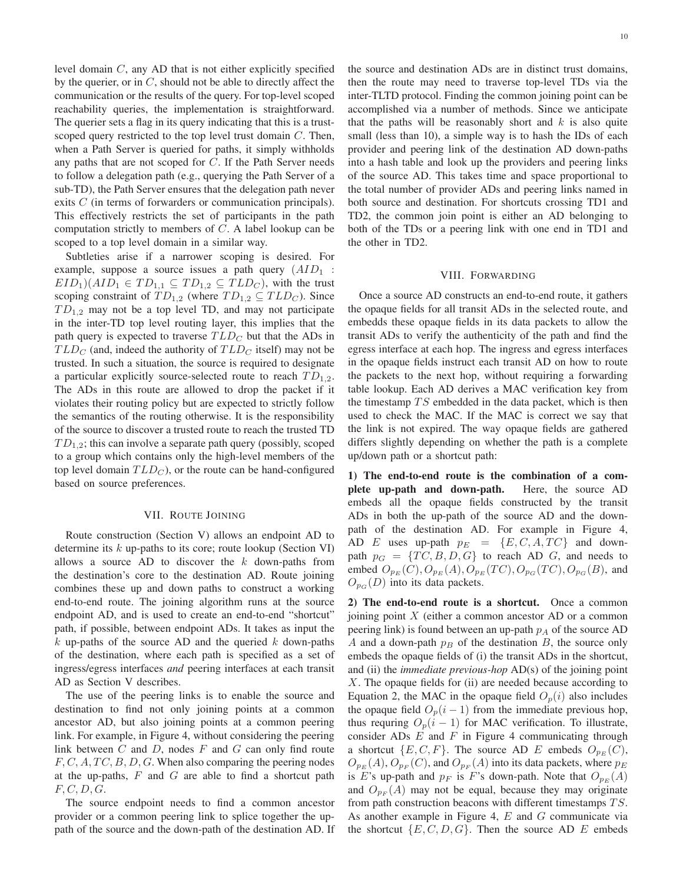level domain $C$, any AD that is not either explicitly specified by the querier, or in $C$, should not be able to directly affect the communication or the results of the query. For top-level scoped reachability queries, the implementation is straightforward. The querier sets a flag in its query indicating that this is a trust-scoped query restricted to the top level trust domain $C$. Then, when a Path Server is queried for paths, it simply withholds any paths that are not scoped for $C$. If the Path Server needs to follow a delegation path (e.g., querying the Path Server of a sub-TD), the Path Server ensures that the delegation path never exits $C$ (in terms of forwarders or communication principals). This effectively restricts the set of participants in the path computation strictly to members of $C$. A label lookup can be scoped to a top level domain in a similar way.

Subtleties arise if a narrower scoping is desired. For example, suppose a source issues a path query $(AID_1 : EID_1)(AID_1 \in TD_{1,1} \subseteq TD_{1,2} \subseteq TLD_C)$, with the trust scoping constraint of $TD_{1,2}$ (where $TD_{1,2} \subseteq TLD_C$). Since $TD_{1,2}$ may not be a top level TD, and may not participate in the inter-TD top level routing layer, this implies that the path query is expected to traverse $TLD_C$ but that the ADs in $TLD_C$ (and, indeed the authority of $TLD_C$ itself) may not be trusted. In such a situation, the source is required to designate a particular explicitly source-selected route to reach $TD_{1,2}$. The ADs in this route are allowed to drop the packet if it violates their routing policy but are expected to strictly follow the semantics of the routing otherwise. It is the responsibility of the source to discover a trusted route to reach the trusted TD $TD_{1,2}$; this can involve a separate path query (possibly, scoped to a group which contains only the high-level members of the top level domain $TLD_C$), or the route can be hand-configured based on source preferences.

## VII. Route Joining

Route construction (Section V) allows an endpoint AD to determine its $k$ up-paths to its core; route lookup (Section VI) allows a source AD to discover the $k$ down-paths from the destination's core to the destination AD. Route joining combines these up and down paths to construct a working end-to-end route. The joining algorithm runs at the source endpoint AD, and is used to create an end-to-end "shortcut" path, if possible, between endpoint ADs. It takes as input the $k$ up-paths of the source AD and the queried $k$ down-paths of the destination, where each path is specified as a set of ingress/egress interfaces *and* peering interfaces at each transit AD as Section V describes.

The use of the peering links is to enable the source and destination to find not only joining points at a common ancestor AD, but also joining points at a common peering link. For example, in Figure 4, without considering the peering link between $C$ and $D$, nodes $F$ and $G$ can only find route $F, C, A, TC, B, D, G$. When also comparing the peering nodes at the up-paths, $F$ and $G$ are able to find a shortcut path $F, C, D, G$.

The source endpoint needs to find a common ancestor provider or a common peering link to splice together the up-path of the source and the down-path of the destination AD. If the source and destination ADs are in distinct trust domains, then the route may need to traverse top-level TDs via the inter-TLTD protocol. Finding the common joining point can be accomplished via a number of methods. Since we anticipate that the paths will be reasonably short and $k$ is also quite small (less than 10), a simple way is to hash the IDs of each provider and peering link of the destination AD down-paths into a hash table and look up the providers and peering links of the source AD. This takes time and space proportional to the total number of provider ADs and peering links named in both source and destination. For shortcuts crossing TD1 and TD2, the common join point is either an AD belonging to both of the TDs or a peering link with one end in TD1 and the other in TD2.

## VIII. Forwarding

Once a source AD constructs an end-to-end route, it gathers the opaque fields for all transit ADs in the selected route, and embedds these opaque fields in its data packets to allow the transit ADs to verify the authenticity of the path and find the egress interface at each hop. The ingress and egress interfaces in the opaque fields instruct each transit AD on how to route the packets to the next hop, without requiring a forwarding table lookup. Each AD derives a MAC verification key from the timestamp $TS$ embedded in the data packet, which is then used to check the MAC. If the MAC is correct we say that the link is not expired. The way opaque fields are gathered differs slightly depending on whether the path is a complete up/down path or a shortcut path:

**1) The end-to-end route is the combination of a complete up-path and down-path.** Here, the source AD embeds all the opaque fields constructed by the transit ADs in both the up-path of the source AD and the down-path of the destination AD. For example in Figure 4, AD $E$ uses up-path $p_E = \{E, C, A, TC\}$ and down-path $p_G = \{TC, B, D, G\}$ to reach AD $G$, and needs to embed $O_{p_E}(C), O_{p_E}(A), O_{p_E}(TC), O_{p_G}(TC), O_{p_G}(B)$, and $O_{p_G}(D)$ into its data packets.

**2) The end-to-end route is a shortcut.** Once a common joining point $X$ (either a common ancestor AD or a common peering link) is found between an up-path $p_A$ of the source AD $A$ and a down-path $p_B$ of the destination $B$, the source only embeds the opaque fields of (i) the transit ADs in the shortcut, and (ii) the *immediate previous-hop* AD(s) of the joining point $X$. The opaque fields for (ii) are needed because according to Equation 2, the MAC in the opaque field $O_p(i)$ also includes the opaque field $O_p(i-1)$ from the immediate previous hop, thus requring $O_p(i-1)$ for MAC verification. To illustrate, consider ADs $E$ and $F$ in Figure 4 communicating through a shortcut $\{E, C, F\}$. The source AD $E$ embeds $O_{p_E}(C)$, $O_{p_E}(A)$, $O_{p_F}(C)$, and $O_{p_F}(A)$ into its data packets, where $p_E$ is $E$'s up-path and $p_F$ is $F$'s down-path. Note that $O_{p_E}(A)$ and $O_{p_F}(A)$ may not be equal, because they may originate from path construction beacons with different timestamps $TS$. As another example in Figure 4, $E$ and $G$ communicate via the shortcut $\{E, C, D, G\}$. Then the source AD $E$ embeds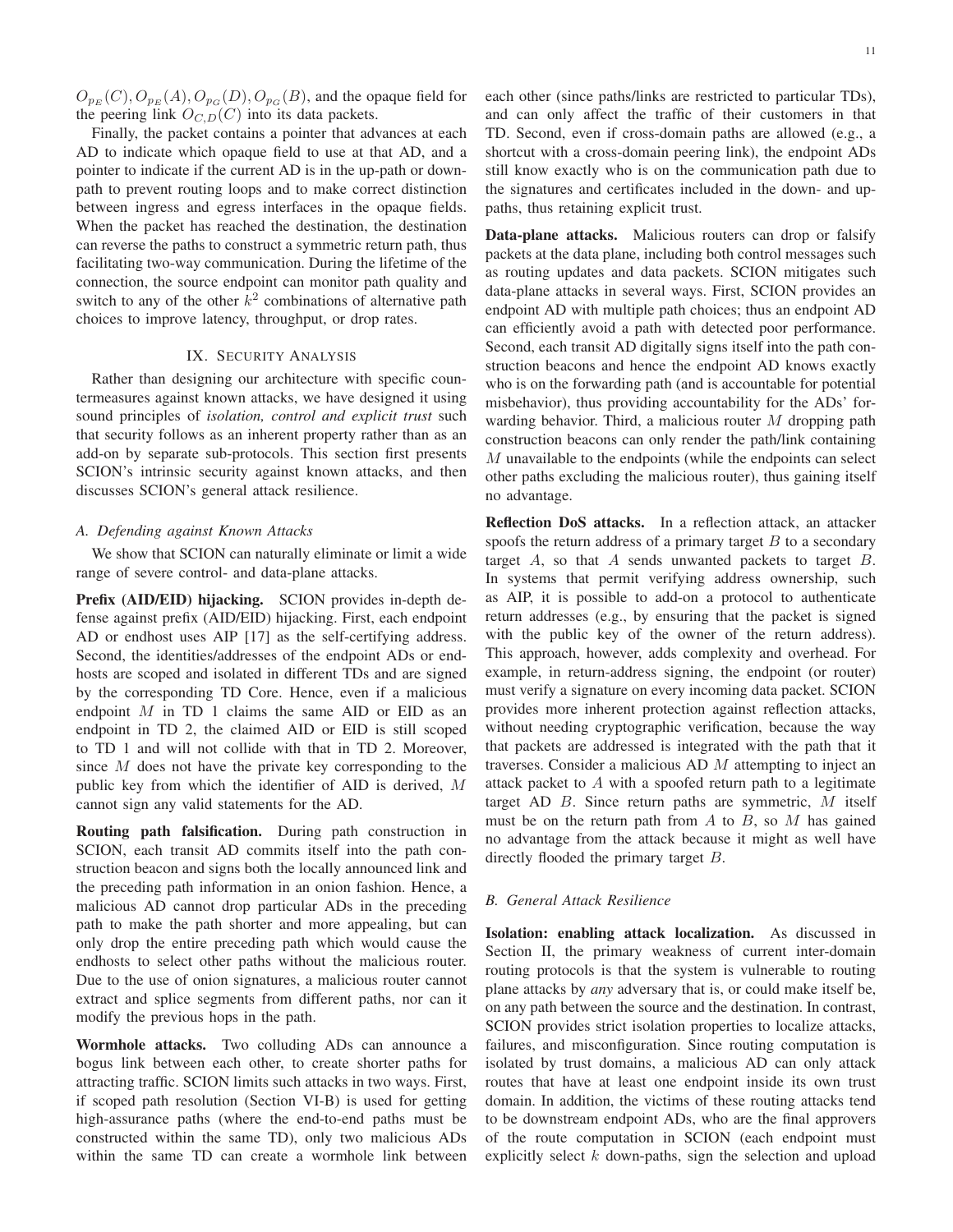$O_{p_E}(C), O_{p_E}(A), O_{p_G}(D), O_{p_G}(B)$, and the opaque field for the peering link $O_{C,D}(C)$ into its data packets.

Finally, the packet contains a pointer that advances at each AD to indicate which opaque field to use at that AD, and a pointer to indicate if the current AD is in the up-path or down-path to prevent routing loops and to make correct distinction between ingress and egress interfaces in the opaque fields. When the packet has reached the destination, the destination can reverse the paths to construct a symmetric return path, thus facilitating two-way communication. During the lifetime of the connection, the source endpoint can monitor path quality and switch to any of the other $k^2$ combinations of alternative path choices to improve latency, throughput, or drop rates.

## IX. Security Analysis

Rather than designing our architecture with specific countermeasures against known attacks, we have designed it using sound principles of *isolation, control and explicit trust* such that security follows as an inherent property rather than as an add-on by separate sub-protocols. This section first presents SCION's intrinsic security against known attacks, and then discusses SCION's general attack resilience.

### A. Defending against Known Attacks

We show that SCION can naturally eliminate or limit a wide range of severe control- and data-plane attacks.

**Prefix (AID/EID) hijacking.** SCION provides in-depth defense against prefix (AID/EID) hijacking. First, each endpoint AD or endhost uses AIP [17] as the self-certifying address. Second, the identities/addresses of the endpoint ADs or endhosts are scoped and isolated in different TDs and are signed by the corresponding TD Core. Hence, even if a malicious endpoint $M$ in TD 1 claims the same AID or EID as an endpoint in TD 2, the claimed AID or EID is still scoped to TD 1 and will not collide with that in TD 2. Moreover, since $M$ does not have the private key corresponding to the public key from which the identifier of AID is derived, $M$ cannot sign any valid statements for the AD.

**Routing path falsification.** During path construction in SCION, each transit AD commits itself into the path construction beacon and signs both the locally announced link and the preceding path information in an onion fashion. Hence, a malicious AD cannot drop particular ADs in the preceding path to make the path shorter and more appealing, but can only drop the entire preceding path which would cause the endhosts to select other paths without the malicious router. Due to the use of onion signatures, a malicious router cannot extract and splice segments from different paths, nor can it modify the previous hops in the path.

**Wormhole attacks.** Two colluding ADs can announce a bogus link between each other, to create shorter paths for attracting traffic. SCION limits such attacks in two ways. First, if scoped path resolution (Section VI-B) is used for getting high-assurance paths (where the end-to-end paths must be constructed within the same TD), only two malicious ADs within the same TD can create a wormhole link between each other (since paths/links are restricted to particular TDs), and can only affect the traffic of their customers in that TD. Second, even if cross-domain paths are allowed (e.g., a shortcut with a cross-domain peering link), the endpoint ADs still know exactly who is on the communication path due to the signatures and certificates included in the down- and up-paths, thus retaining explicit trust.

**Data-plane attacks.** Malicious routers can drop or falsify packets at the data plane, including both control messages such as routing updates and data packets. SCION mitigates such data-plane attacks in several ways. First, SCION provides an endpoint AD with multiple path choices; thus an endpoint AD can efficiently avoid a path with detected poor performance. Second, each transit AD digitally signs itself into the path construction beacons and hence the endpoint AD knows exactly who is on the forwarding path (and is accountable for potential misbehavior), thus providing accountability for the ADs' forwarding behavior. Third, a malicious router $M$ dropping path construction beacons can only render the path/link containing $M$ unavailable to the endpoints (while the endpoints can select other paths excluding the malicious router), thus gaining itself no advantage.

**Reflection DoS attacks.** In a reflection attack, an attacker spoofs the return address of a primary target $B$ to a secondary target $A$, so that $A$ sends unwanted packets to target $B$. In systems that permit verifying address ownership, such as AIP, it is possible to add-on a protocol to authenticate return addresses (e.g., by ensuring that the packet is signed with the public key of the owner of the return address). This approach, however, adds complexity and overhead. For example, in return-address signing, the endpoint (or router) must verify a signature on every incoming data packet. SCION provides more inherent protection against reflection attacks, without needing cryptographic verification, because the way that packets are addressed is integrated with the path that it traverses. Consider a malicious AD $M$ attempting to inject an attack packet to $A$ with a spoofed return path to a legitimate target AD $B$. Since return paths are symmetric, $M$ itself must be on the return path from $A$ to $B$, so $M$ has gained no advantage from the attack because it might as well have directly flooded the primary target $B$.

### B. General Attack Resilience

**Isolation: enabling attack localization.** As discussed in Section II, the primary weakness of current inter-domain routing protocols is that the system is vulnerable to routing plane attacks by *any* adversary that is, or could make itself be, on any path between the source and the destination. In contrast, SCION provides strict isolation properties to localize attacks, failures, and misconfiguration. Since routing computation is isolated by trust domains, a malicious AD can only attack routes that have at least one endpoint inside its own trust domain. In addition, the victims of these routing attacks tend to be downstream endpoint ADs, who are the final approvers of the route computation in SCION (each endpoint must explicitly select $k$ down-paths, sign the selection and upload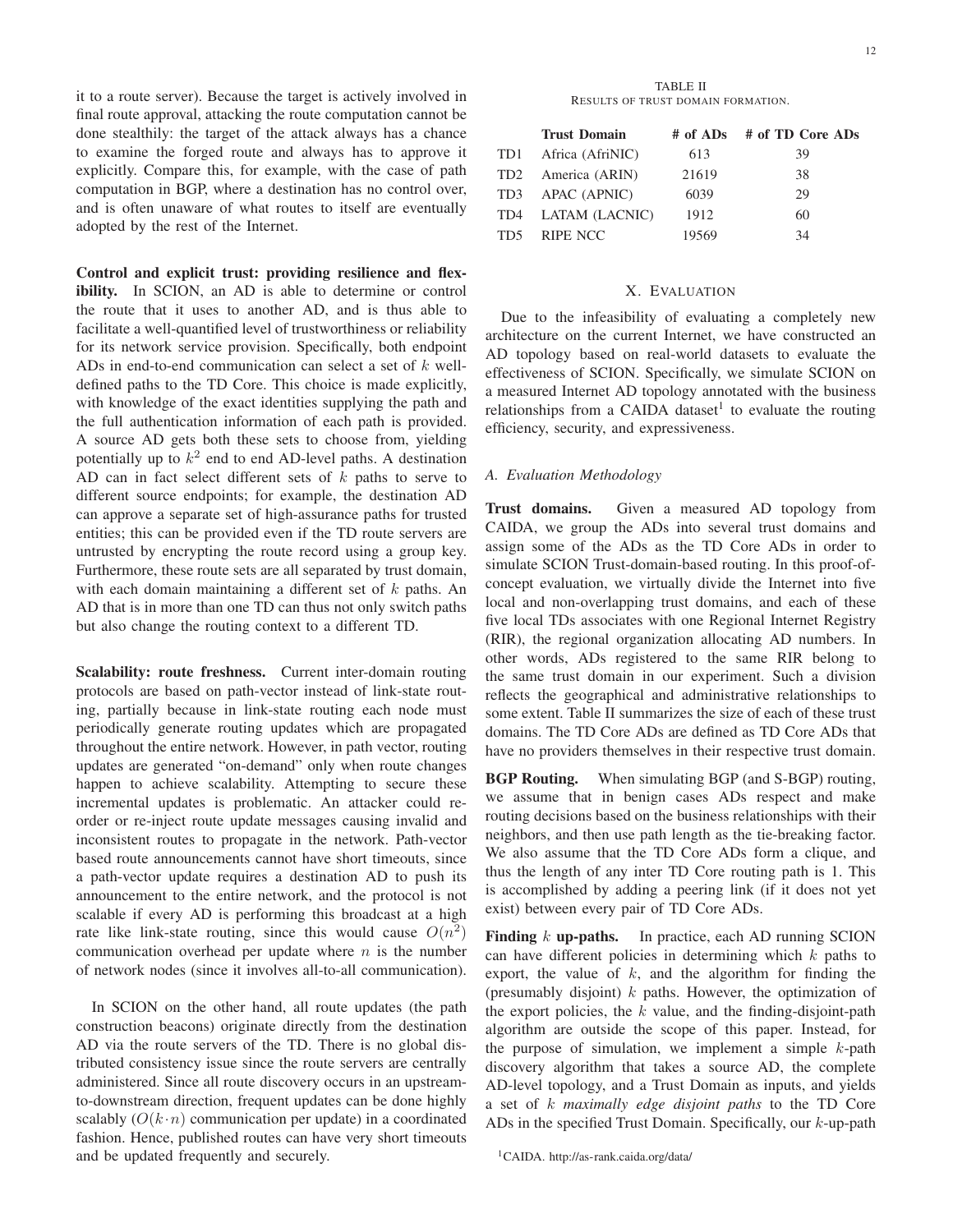it to a route server). Because the target is actively involved in final route approval, attacking the route computation cannot be done stealthily: the target of the attack always has a chance to examine the forged route and always has to approve it explicitly. Compare this, for example, with the case of path computation in BGP, where a destination has no control over, and is often unaware of what routes to itself are eventually adopted by the rest of the Internet.

**Control and explicit trust: providing resilience and flexibility.** In SCION, an AD is able to determine or control the route that it uses to another AD, and is thus able to facilitate a well-quantified level of trustworthiness or reliability for its network service provision. Specifically, both endpoint ADs in end-to-end communication can select a set of $k$ well-defined paths to the TD Core. This choice is made explicitly, with knowledge of the exact identities supplying the path and the full authentication information of each path is provided. A source AD gets both these sets to choose from, yielding potentially up to $k^2$ end to end AD-level paths. A destination AD can in fact select different sets of $k$ paths to serve to different source endpoints; for example, the destination AD can approve a separate set of high-assurance paths for trusted entities; this can be provided even if the TD route servers are untrusted by encrypting the route record using a group key. Furthermore, these route sets are all separated by trust domain, with each domain maintaining a different set of $k$ paths. An AD that is in more than one TD can thus not only switch paths but also change the routing context to a different TD.

**Scalability: route freshness.** Current inter-domain routing protocols are based on path-vector instead of link-state routing, partially because in link-state routing each node must periodically generate routing updates which are propagated throughout the entire network. However, in path vector, routing updates are generated "on-demand" only when route changes happen to achieve scalability. Attempting to secure these incremental updates is problematic. An attacker could re-order or re-inject route update messages causing invalid and inconsistent routes to propagate in the network. Path-vector based route announcements cannot have short timeouts, since a path-vector update requires a destination AD to push its announcement to the entire network, and the protocol is not scalable if every AD is performing this broadcast at a high rate like link-state routing, since this would cause $O(n^2)$ communication overhead per update where $n$ is the number of network nodes (since it involves all-to-all communication).

In SCION on the other hand, all route updates (the path construction beacons) originate directly from the destination AD via the route servers of the TD. There is no global distributed consistency issue since the route servers are centrally administered. Since all route discovery occurs in an upstream-to-downstream direction, frequent updates can be done highly scalably ($O(k \cdot n)$ communication per update) in a coordinated fashion. Hence, published routes can have very short timeouts and be updated frequently and securely.

TABLE II
RESULTS OF TRUST DOMAIN FORMATION.

| | Trust Domain | # of ADs | # of TD Core ADs |
|---|---|---|---|
| TD1 | Africa (AfriNIC) | 613 | 39 |
| TD2 | America (ARIN) | 21619 | 38 |
| TD3 | APAC (APNIC) | 6039 | 29 |
| TD4 | LATAM (LACNIC) | 1912 | 60 |
| TD5 | RIPE NCC | 19569 | 34 |

## X. Evaluation

Due to the infeasibility of evaluating a completely new architecture on the current Internet, we have constructed an AD topology based on real-world datasets to evaluate the effectiveness of SCION. Specifically, we simulate SCION on a measured Internet AD topology annotated with the business relationships from a CAIDA dataset[1] to evaluate the routing efficiency, security, and expressiveness.

### A. Evaluation Methodology

**Trust domains.** Given a measured AD topology from CAIDA, we group the ADs into several trust domains and assign some of the ADs as the TD Core ADs in order to simulate SCION Trust-domain-based routing. In this proof-of-concept evaluation, we virtually divide the Internet into five local and non-overlapping trust domains, and each of these five local TDs associates with one Regional Internet Registry (RIR), the regional organization allocating AD numbers. In other words, ADs registered to the same RIR belong to the same trust domain in our experiment. Such a division reflects the geographical and administrative relationships to some extent. Table II summarizes the size of each of these trust domains. The TD Core ADs are defined as TD Core ADs that have no providers themselves in their respective trust domain.

**BGP Routing.** When simulating BGP (and S-BGP) routing, we assume that in benign cases ADs respect and make routing decisions based on the business relationships with their neighbors, and then use path length as the tie-breaking factor. We also assume that the TD Core ADs form a clique, and thus the length of any inter TD Core routing path is 1. This is accomplished by adding a peering link (if it does not yet exist) between every pair of TD Core ADs.

**Finding $k$ up-paths.** In practice, each AD running SCION can have different policies in determining which $k$ paths to export, the value of $k$, and the algorithm for finding the (presumably disjoint) $k$ paths. However, the optimization of the export policies, the $k$ value, and the finding-disjoint-path algorithm are outside the scope of this paper. Instead, for the purpose of simulation, we implement a simple $k$-path discovery algorithm that takes a source AD, the complete AD-level topology, and a Trust Domain as inputs, and yields a set of $k$ *maximally edge disjoint paths* to the TD Core ADs in the specified Trust Domain. Specifically, our $k$-up-path

[1]CAIDA. http://as-rank.caida.org/data/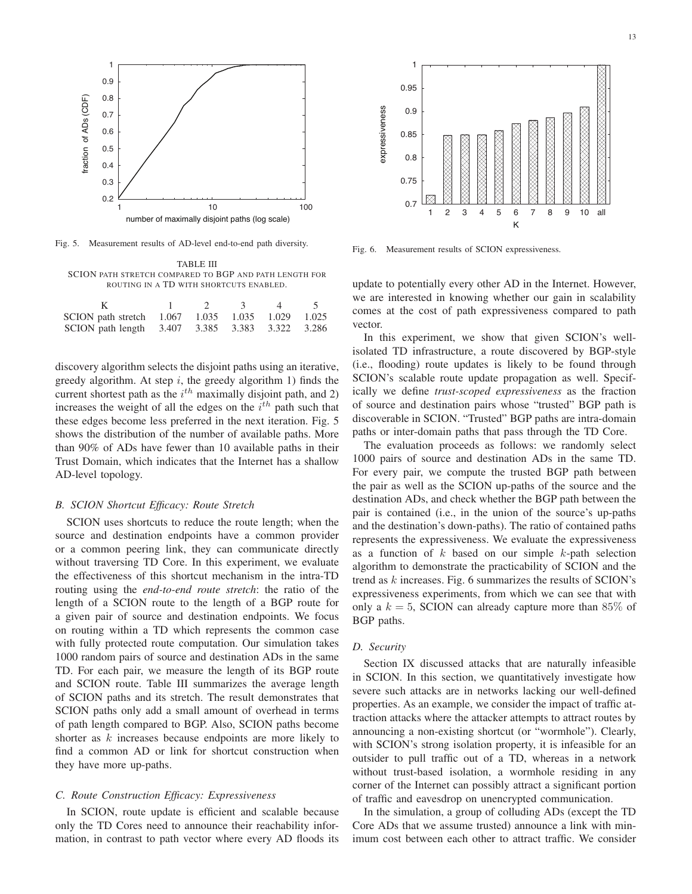fraction of ADs (CDF)

1
0.9
0.8
0.7
0.6
0.5
0.4
0.3
0.2

1 10 100

number of maximally disjoint paths (log scale)

Fig. 5. Measurement results of AD-level end-to-end path diversity.

TABLE III
SCION PATH STRETCH COMPARED TO BGP AND PATH LENGTH FOR ROUTING IN A TD WITH SHORTCUTS ENABLED.

| K | 1 | 2 | 3 | 4 | 5 |
|---|---|---|---|---|---|
| SCION path stretch | 1.067 | 1.035 | 1.035 | 1.029 | 1.025 |
| SCION path length | 3.407 | 3.385 | 3.383 | 3.322 | 3.286 |

discovery algorithm selects the disjoint paths using an iterative, greedy algorithm. At step $i$, the greedy algorithm 1) finds the current shortest path as the $i^{th}$ maximally disjoint path, and 2) increases the weight of all the edges on the $i^{th}$ path such that these edges become less preferred in the next iteration. Fig. 5 shows the distribution of the number of available paths. More than 90% of ADs have fewer than 10 available paths in their Trust Domain, which indicates that the Internet has a shallow AD-level topology.

### *B. SCION Shortcut Efficacy: Route Stretch*

SCION uses shortcuts to reduce the route length; when the source and destination endpoints have a common provider or a common peering link, they can communicate directly without traversing TD Core. In this experiment, we evaluate the effectiveness of this shortcut mechanism in the intra-TD routing using the *end-to-end route stretch*: the ratio of the length of a SCION route to the length of a BGP route for a given pair of source and destination endpoints. We focus on routing within a TD which represents the common case with fully protected route computation. Our simulation takes 1000 random pairs of source and destination ADs in the same TD. For each pair, we measure the length of its BGP route and SCION route. Table III summarizes the average length of SCION paths and its stretch. The result demonstrates that SCION paths only add a small amount of overhead in terms of path length compared to BGP. Also, SCION paths become shorter as $k$ increases because endpoints are more likely to find a common AD or link for shortcut construction when they have more up-paths.

### *C. Route Construction Efficacy: Expressiveness*

In SCION, route update is efficient and scalable because only the TD Cores need to announce their reachability information, in contrast to path vector where every AD floods its

expressiveness

1
0.95
0.9
0.85
0.8
0.75
0.7

1 2 3 4 5 6 7 8 9 10 all

K

Fig. 6. Measurement results of SCION expressiveness.

update to potentially every other AD in the Internet. However, we are interested in knowing whether our gain in scalability comes at the cost of path expressiveness compared to path vector.

In this experiment, we show that given SCION's well-isolated TD infrastructure, a route discovered by BGP-style (i.e., flooding) route updates is likely to be found through SCION's scalable route update propagation as well. Specifically we define *trust-scoped expressiveness* as the fraction of source and destination pairs whose "trusted" BGP path is discoverable in SCION. "Trusted" BGP paths are intra-domain paths or inter-domain paths that pass through the TD Core.

The evaluation proceeds as follows: we randomly select 1000 pairs of source and destination ADs in the same TD. For every pair, we compute the trusted BGP path between the pair as well as the SCION up-paths of the source and the destination ADs, and check whether the BGP path between the pair is contained (i.e., in the union of the source's up-paths and the destination's down-paths). The ratio of contained paths represents the expressiveness. We evaluate the expressiveness as a function of $k$ based on our simple $k$-path selection algorithm to demonstrate the practicability of SCION and the trend as $k$ increases. Fig. 6 summarizes the results of SCION's expressiveness experiments, from which we can see that with only a $k = 5$, SCION can already capture more than $85\%$ of BGP paths.

### *D. Security*

Section IX discussed attacks that are naturally infeasible in SCION. In this section, we quantitatively investigate how severe such attacks are in networks lacking our well-defined properties. As an example, we consider the impact of traffic attraction attacks where the attacker attempts to attract routes by announcing a non-existing shortcut (or "wormhole"). Clearly, with SCION's strong isolation property, it is infeasible for an outsider to pull traffic out of a TD, whereas in a network without trust-based isolation, a wormhole residing in any corner of the Internet can possibly attract a significant portion of traffic and eavesdrop on unencrypted communication.

In the simulation, a group of colluding ADs (except the TD Core ADs that we assume trusted) announce a link with minimum cost between each other to attract traffic. We consider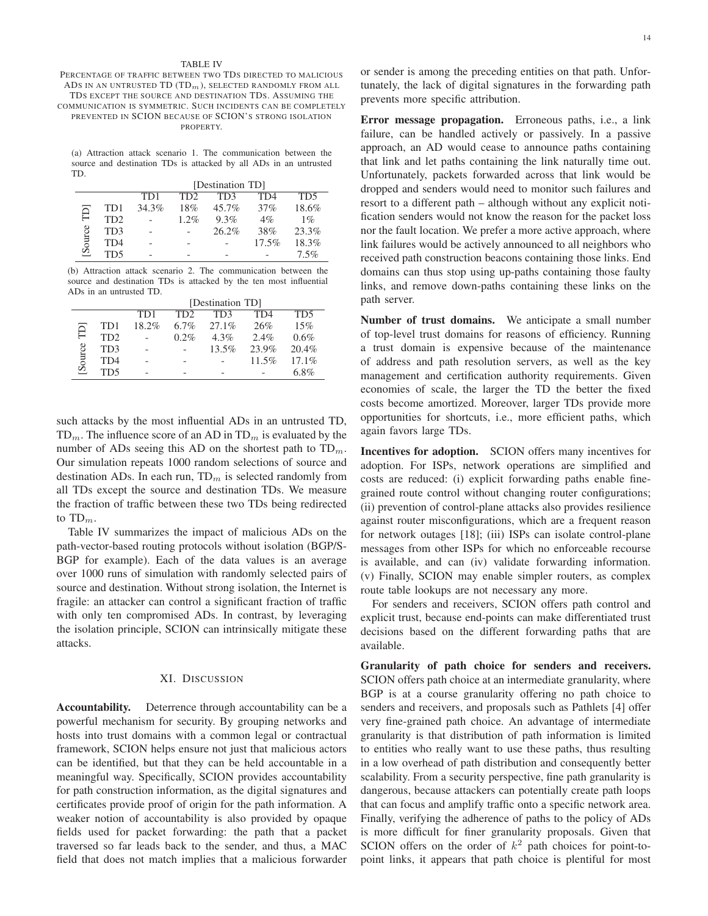TABLE IV

PERCENTAGE OF TRAFFIC BETWEEN TWO TDS DIRECTED TO MALICIOUS ADS IN AN UNTRUSTED TD ($TD_m$), SELECTED RANDOMLY FROM ALL TDS EXCEPT THE SOURCE AND DESTINATION TDS. ASSUMING THE COMMUNICATION IS SYMMETRIC. SUCH INCIDENTS CAN BE COMPLETELY PREVENTED IN SCION BECAUSE OF SCION'S STRONG ISOLATION PROPERTY.

(a) Attraction attack scenario 1. The communication between the source and destination TDs is attacked by all ADs in an untrusted TD.

| | | [Destination TD] | | | | |
|---|---|---|---|---|---|---|
| | | TD1 | TD2 | TD3 | TD4 | TD5 |
| [Source TD] | TD1 | 34.3% | 18% | 45.7% | 37% | 18.6% |
| | TD2 | - | 1.2% | 9.3% | 4% | 1% |
| | TD3 | - | - | 26.2% | 38% | 23.3% |
| | TD4 | - | - | - | 17.5% | 18.3% |
| | TD5 | - | - | - | - | 7.5% |

(b) Attraction attack scenario 2. The communication between the source and destination TDs is attacked by the ten most influential ADs in an untrusted TD.

| | | [Destination TD] | | | | |
|---|---|---|---|---|---|---|
| | | TD1 | TD2 | TD3 | TD4 | TD5 |
| [Source TD] | TD1 | 18.2% | 6.7% | 27.1% | 26% | 15% |
| | TD2 | - | 0.2% | 4.3% | 2.4% | 0.6% |
| | TD3 | - | - | 13.5% | 23.9% | 20.4% |
| | TD4 | - | - | - | 11.5% | 17.1% |
| | TD5 | - | - | - | - | 6.8% |

such attacks by the most influential ADs in an untrusted TD, $TD_m$. The influence score of an AD in $TD_m$ is evaluated by the number of ADs seeing this AD on the shortest path to $TD_m$. Our simulation repeats 1000 random selections of source and destination ADs. In each run, $TD_m$ is selected randomly from all TDs except the source and destination TDs. We measure the fraction of traffic between these two TDs being redirected to $TD_m$.

Table IV summarizes the impact of malicious ADs on the path-vector-based routing protocols without isolation (BGP/S-BGP for example). Each of the data values is an average over 1000 runs of simulation with randomly selected pairs of source and destination. Without strong isolation, the Internet is fragile: an attacker can control a significant fraction of traffic with only ten compromised ADs. In contrast, by leveraging the isolation principle, SCION can intrinsically mitigate these attacks.

## XI. DISCUSSION

**Accountability.** Deterrence through accountability can be a powerful mechanism for security. By grouping networks and hosts into trust domains with a common legal or contractual framework, SCION helps ensure not just that malicious actors can be identified, but that they can be held accountable in a meaningful way. Specifically, SCION provides accountability for path construction information, as the digital signatures and certificates provide proof of origin for the path information. A weaker notion of accountability is also provided by opaque fields used for packet forwarding: the path that a packet traversed so far leads back to the sender, and thus, a MAC field that does not match implies that a malicious forwarder or sender is among the preceding entities on that path. Unfortunately, the lack of digital signatures in the forwarding path prevents more specific attribution.

**Error message propagation.** Erroneous paths, i.e., a link failure, can be handled actively or passively. In a passive approach, an AD would cease to announce paths containing that link and let paths containing the link naturally time out. Unfortunately, packets forwarded across that link would be dropped and senders would need to monitor such failures and resort to a different path – although without any explicit notification senders would not know the reason for the packet loss nor the fault location. We prefer a more active approach, where link failures would be actively announced to all neighbors who received path construction beacons containing those links. End domains can thus stop using up-paths containing those faulty links, and remove down-paths containing these links on the path server.

**Number of trust domains.** We anticipate a small number of top-level trust domains for reasons of efficiency. Running a trust domain is expensive because of the maintenance of address and path resolution servers, as well as the key management and certification authority requirements. Given economies of scale, the larger the TD the better the fixed costs become amortized. Moreover, larger TDs provide more opportunities for shortcuts, i.e., more efficient paths, which again favors large TDs.

**Incentives for adoption.** SCION offers many incentives for adoption. For ISPs, network operations are simplified and costs are reduced: (i) explicit forwarding paths enable fine-grained route control without changing router configurations; (ii) prevention of control-plane attacks also provides resilience against router misconfigurations, which are a frequent reason for network outages [18]; (iii) ISPs can isolate control-plane messages from other ISPs for which no enforceable recourse is available, and can (iv) validate forwarding information. (v) Finally, SCION may enable simpler routers, as complex route table lookups are not necessary any more.

For senders and receivers, SCION offers path control and explicit trust, because end-points can make differentiated trust decisions based on the different forwarding paths that are available.

**Granularity of path choice for senders and receivers.** SCION offers path choice at an intermediate granularity, where BGP is at a course granularity offering no path choice to senders and receivers, and proposals such as Pathlets [4] offer very fine-grained path choice. An advantage of intermediate granularity is that distribution of path information is limited to entities who really want to use these paths, thus resulting in a low overhead of path distribution and consequently better scalability. From a security perspective, fine path granularity is dangerous, because attackers can potentially create path loops that can focus and amplify traffic onto a specific network area. Finally, verifying the adherence of paths to the policy of ADs is more difficult for finer granularity proposals. Given that SCION offers on the order of $k^2$ path choices for point-to-point links, it appears that path choice is plentiful for most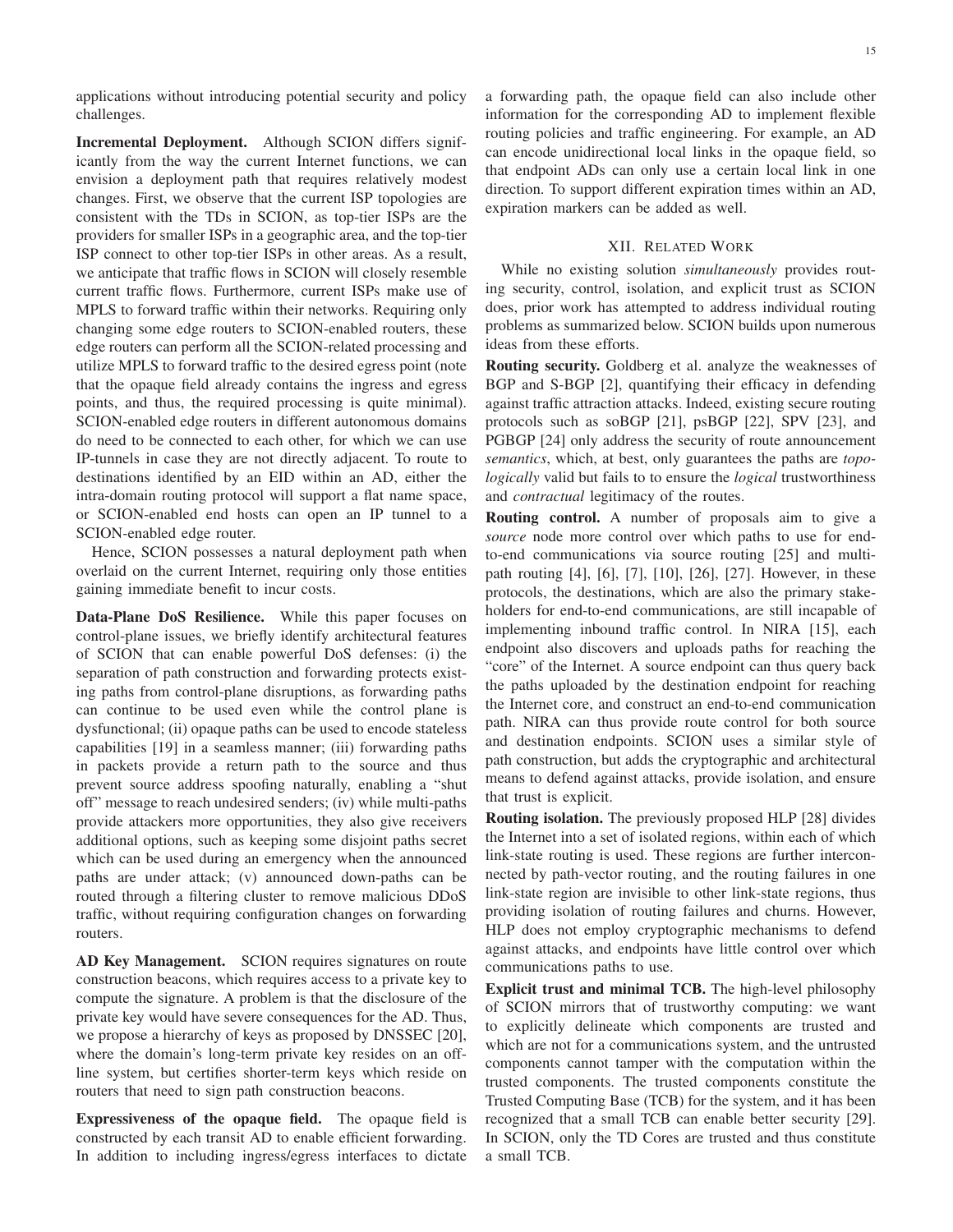applications without introducing potential security and policy challenges.

**Incremental Deployment.** Although SCION differs significantly from the way the current Internet functions, we can envision a deployment path that requires relatively modest changes. First, we observe that the current ISP topologies are consistent with the TDs in SCION, as top-tier ISPs are the providers for smaller ISPs in a geographic area, and the top-tier ISP connect to other top-tier ISPs in other areas. As a result, we anticipate that traffic flows in SCION will closely resemble current traffic flows. Furthermore, current ISPs make use of MPLS to forward traffic within their networks. Requiring only changing some edge routers to SCION-enabled routers, these edge routers can perform all the SCION-related processing and utilize MPLS to forward traffic to the desired egress point (note that the opaque field already contains the ingress and egress points, and thus, the required processing is quite minimal). SCION-enabled edge routers in different autonomous domains do need to be connected to each other, for which we can use IP-tunnels in case they are not directly adjacent. To route to destinations identified by an EID within an AD, either the intra-domain routing protocol will support a flat name space, or SCION-enabled end hosts can open an IP tunnel to a SCION-enabled edge router.

Hence, SCION possesses a natural deployment path when overlaid on the current Internet, requiring only those entities gaining immediate benefit to incur costs.

**Data-Plane DoS Resilience.** While this paper focuses on control-plane issues, we briefly identify architectural features of SCION that can enable powerful DoS defenses: (i) the separation of path construction and forwarding protects existing paths from control-plane disruptions, as forwarding paths can continue to be used even while the control plane is dysfunctional; (ii) opaque paths can be used to encode stateless capabilities [19] in a seamless manner; (iii) forwarding paths in packets provide a return path to the source and thus prevent source address spoofing naturally, enabling a "shut off" message to reach undesired senders; (iv) while multi-paths provide attackers more opportunities, they also give receivers additional options, such as keeping some disjoint paths secret which can be used during an emergency when the announced paths are under attack; (v) announced down-paths can be routed through a filtering cluster to remove malicious DDoS traffic, without requiring configuration changes on forwarding routers.

**AD Key Management.** SCION requires signatures on route construction beacons, which requires access to a private key to compute the signature. A problem is that the disclosure of the private key would have severe consequences for the AD. Thus, we propose a hierarchy of keys as proposed by DNSSEC [20], where the domain's long-term private key resides on an offline system, but certifies shorter-term keys which reside on routers that need to sign path construction beacons.

**Expressiveness of the opaque field.** The opaque field is constructed by each transit AD to enable efficient forwarding. In addition to including ingress/egress interfaces to dictate a forwarding path, the opaque field can also include other information for the corresponding AD to implement flexible routing policies and traffic engineering. For example, an AD can encode unidirectional local links in the opaque field, so that endpoint ADs can only use a certain local link in one direction. To support different expiration times within an AD, expiration markers can be added as well.

## XII. Related Work

While no existing solution *simultaneously* provides routing security, control, isolation, and explicit trust as SCION does, prior work has attempted to address individual routing problems as summarized below. SCION builds upon numerous ideas from these efforts.

**Routing security.** Goldberg et al. analyze the weaknesses of BGP and S-BGP [2], quantifying their efficacy in defending against traffic attraction attacks. Indeed, existing secure routing protocols such as soBGP [21], psBGP [22], SPV [23], and PGBGP [24] only address the security of route announcement *semantics*, which, at best, only guarantees the paths are *topologically* valid but fails to to ensure the *logical* trustworthiness and *contractual* legitimacy of the routes.

**Routing control.** A number of proposals aim to give a *source* node more control over which paths to use for end-to-end communications via source routing [25] and multipath routing [4], [6], [7], [10], [26], [27]. However, in these protocols, the destinations, which are also the primary stakeholders for end-to-end communications, are still incapable of implementing inbound traffic control. In NIRA [15], each endpoint also discovers and uploads paths for reaching the "core" of the Internet. A source endpoint can thus query back the paths uploaded by the destination endpoint for reaching the Internet core, and construct an end-to-end communication path. NIRA can thus provide route control for both source and destination endpoints. SCION uses a similar style of path construction, but adds the cryptographic and architectural means to defend against attacks, provide isolation, and ensure that trust is explicit.

**Routing isolation.** The previously proposed HLP [28] divides the Internet into a set of isolated regions, within each of which link-state routing is used. These regions are further interconnected by path-vector routing, and the routing failures in one link-state region are invisible to other link-state regions, thus providing isolation of routing failures and churns. However, HLP does not employ cryptographic mechanisms to defend against attacks, and endpoints have little control over which communications paths to use.

**Explicit trust and minimal TCB.** The high-level philosophy of SCION mirrors that of trustworthy computing: we want to explicitly delineate which components are trusted and which are not for a communications system, and the untrusted components cannot tamper with the computation within the trusted components. The trusted components constitute the Trusted Computing Base (TCB) for the system, and it has been recognized that a small TCB can enable better security [29]. In SCION, only the TD Cores are trusted and thus constitute a small TCB.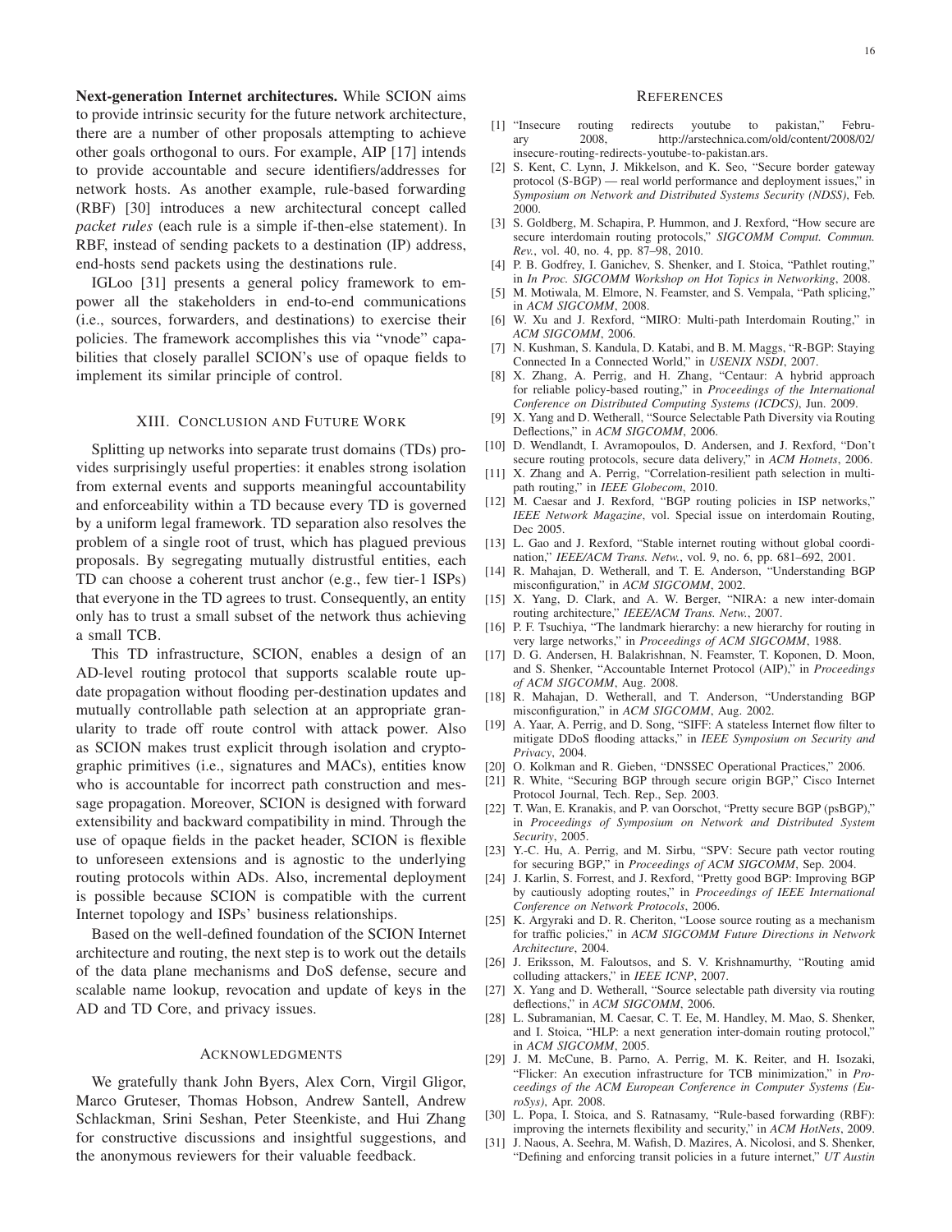**Next-generation Internet architectures.** While SCION aims to provide intrinsic security for the future network architecture, there are a number of other proposals attempting to achieve other goals orthogonal to ours. For example, AIP [17] intends to provide accountable and secure identifiers/addresses for network hosts. As another example, rule-based forwarding (RBF) [30] introduces a new architectural concept called *packet rules* (each rule is a simple if-then-else statement). In RBF, instead of sending packets to a destination (IP) address, end-hosts send packets using the destinations rule.

IGLoo [31] presents a general policy framework to empower all the stakeholders in end-to-end communications (i.e., sources, forwarders, and destinations) to exercise their policies. The framework accomplishes this via "vnode" capabilities that closely parallel SCION's use of opaque fields to implement its similar principle of control.

## XIII. Conclusion and Future Work

Splitting up networks into separate trust domains (TDs) provides surprisingly useful properties: it enables strong isolation from external events and supports meaningful accountability and enforceability within a TD because every TD is governed by a uniform legal framework. TD separation also resolves the problem of a single root of trust, which has plagued previous proposals. By segregating mutually distrustful entities, each TD can choose a coherent trust anchor (e.g., few tier-1 ISPs) that everyone in the TD agrees to trust. Consequently, an entity only has to trust a small subset of the network thus achieving a small TCB.

This TD infrastructure, SCION, enables a design of an AD-level routing protocol that supports scalable route update propagation without flooding per-destination updates and mutually controllable path selection at an appropriate granularity to trade off route control with attack power. Also as SCION makes trust explicit through isolation and cryptographic primitives (i.e., signatures and MACs), entities know who is accountable for incorrect path construction and message propagation. Moreover, SCION is designed with forward extensibility and backward compatibility in mind. Through the use of opaque fields in the packet header, SCION is flexible to unforeseen extensions and is agnostic to the underlying routing protocols within ADs. Also, incremental deployment is possible because SCION is compatible with the current Internet topology and ISPs' business relationships.

Based on the well-defined foundation of the SCION Internet architecture and routing, the next step is to work out the details of the data plane mechanisms and DoS defense, secure and scalable name lookup, revocation and update of keys in the AD and TD Core, and privacy issues.

## Acknowledgments

We gratefully thank John Byers, Alex Corn, Virgil Gligor, Marco Gruteser, Thomas Hobson, Andrew Santell, Andrew Schlackman, Srini Seshan, Peter Steenkiste, and Hui Zhang for constructive discussions and insightful suggestions, and the anonymous reviewers for their valuable feedback.

## References

[1] "Insecure routing redirects youtube to pakistan," February 2008, http://arstechnica.com/old/content/2008/02/insecure-routing-redirects-youtube-to-pakistan.ars.

[2] S. Kent, C. Lynn, J. Mikkelson, and K. Seo, "Secure border gateway protocol (S-BGP) — real world performance and deployment issues," in *Symposium on Network and Distributed Systems Security (NDSS)*, Feb. 2000.

[3] S. Goldberg, M. Schapira, P. Hummon, and J. Rexford, "How secure are secure interdomain routing protocols," *SIGCOMM Comput. Commun. Rev.*, vol. 40, no. 4, pp. 87–98, 2010.

[4] P. B. Godfrey, I. Ganichev, S. Shenker, and I. Stoica, "Pathlet routing," in *In Proc. SIGCOMM Workshop on Hot Topics in Networking*, 2008.

[5] M. Motiwala, M. Elmore, N. Feamster, and S. Vempala, "Path splicing," in *ACM SIGCOMM*, 2008.

[6] W. Xu and J. Rexford, "MIRO: Multi-path Interdomain Routing," in *ACM SIGCOMM*, 2006.

[7] N. Kushman, S. Kandula, D. Katabi, and B. M. Maggs, "R-BGP: Staying Connected In a Connected World," in *USENIX NSDI*, 2007.

[8] X. Zhang, A. Perrig, and H. Zhang, "Centaur: A hybrid approach for reliable policy-based routing," in *Proceedings of the International Conference on Distributed Computing Systems (ICDCS)*, Jun. 2009.

[9] X. Yang and D. Wetherall, "Source Selectable Path Diversity via Routing Deflections," in *ACM SIGCOMM*, 2006.

[10] D. Wendlandt, I. Avramopoulos, D. Andersen, and J. Rexford, "Don't secure routing protocols, secure data delivery," in *ACM Hotnets*, 2006.

[11] X. Zhang and A. Perrig, "Correlation-resilient path selection in multipath routing," in *IEEE Globecom*, 2010.

[12] M. Caesar and J. Rexford, "BGP routing policies in ISP networks," *IEEE Network Magazine*, vol. Special issue on interdomain Routing, Dec 2005.

[13] L. Gao and J. Rexford, "Stable internet routing without global coordination," *IEEE/ACM Trans. Netw.*, vol. 9, no. 6, pp. 681–692, 2001.

[14] R. Mahajan, D. Wetherall, and T. E. Anderson, "Understanding BGP misconfiguration," in *ACM SIGCOMM*, 2002.

[15] X. Yang, D. Clark, and A. W. Berger, "NIRA: a new inter-domain routing architecture," *IEEE/ACM Trans. Netw.*, 2007.

[16] P. F. Tsuchiya, "The landmark hierarchy: a new hierarchy for routing in very large networks," in *Proceedings of ACM SIGCOMM*, 1988.

[17] D. G. Andersen, H. Balakrishnan, N. Feamster, T. Koponen, D. Moon, and S. Shenker, "Accountable Internet Protocol (AIP)," in *Proceedings of ACM SIGCOMM*, Aug. 2008.

[18] R. Mahajan, D. Wetherall, and T. Anderson, "Understanding BGP misconfiguration," in *ACM SIGCOMM*, Aug. 2002.

[19] A. Yaar, A. Perrig, and D. Song, "SIFF: A stateless Internet flow filter to mitigate DDoS flooding attacks," in *IEEE Symposium on Security and Privacy*, 2004.

[20] O. Kolkman and R. Gieben, "DNSSEC Operational Practices," 2006.

[21] R. White, "Securing BGP through secure origin BGP," Cisco Internet Protocol Journal, Tech. Rep., Sep. 2003.

[22] T. Wan, E. Kranakis, and P. van Oorschot, "Pretty secure BGP (psBGP)," in *Proceedings of Symposium on Network and Distributed System Security*, 2005.

[23] Y.-C. Hu, A. Perrig, and M. Sirbu, "SPV: Secure path vector routing for securing BGP," in *Proceedings of ACM SIGCOMM*, Sep. 2004.

[24] J. Karlin, S. Forrest, and J. Rexford, "Pretty good BGP: Improving BGP by cautiously adopting routes," in *Proceedings of IEEE International Conference on Network Protocols*, 2006.

[25] K. Argyraki and D. R. Cheriton, "Loose source routing as a mechanism for traffic policies," in *ACM SIGCOMM Future Directions in Network Architecture*, 2004.

[26] J. Eriksson, M. Faloutsos, and S. V. Krishnamurthy, "Routing amid colluding attackers," in *IEEE ICNP*, 2007.

[27] X. Yang and D. Wetherall, "Source selectable path diversity via routing deflections," in *ACM SIGCOMM*, 2006.

[28] L. Subramanian, M. Caesar, C. T. Ee, M. Handley, M. Mao, S. Shenker, and I. Stoica, "HLP: a next generation inter-domain routing protocol," in *ACM SIGCOMM*, 2005.

[29] J. M. McCune, B. Parno, A. Perrig, M. K. Reiter, and H. Isozaki, "Flicker: An execution infrastructure for TCB minimization," in *Proceedings of the ACM European Conference in Computer Systems (EuroSys)*, Apr. 2008.

[30] L. Popa, I. Stoica, and S. Ratnasamy, "Rule-based forwarding (RBF): improving the internets flexibility and security," in *ACM HotNets*, 2009.

[31] J. Naous, A. Seehra, M. Wafish, D. Mazires, A. Nicolosi, and S. Shenker, "Defining and enforcing transit policies in a future internet," *UT Austin*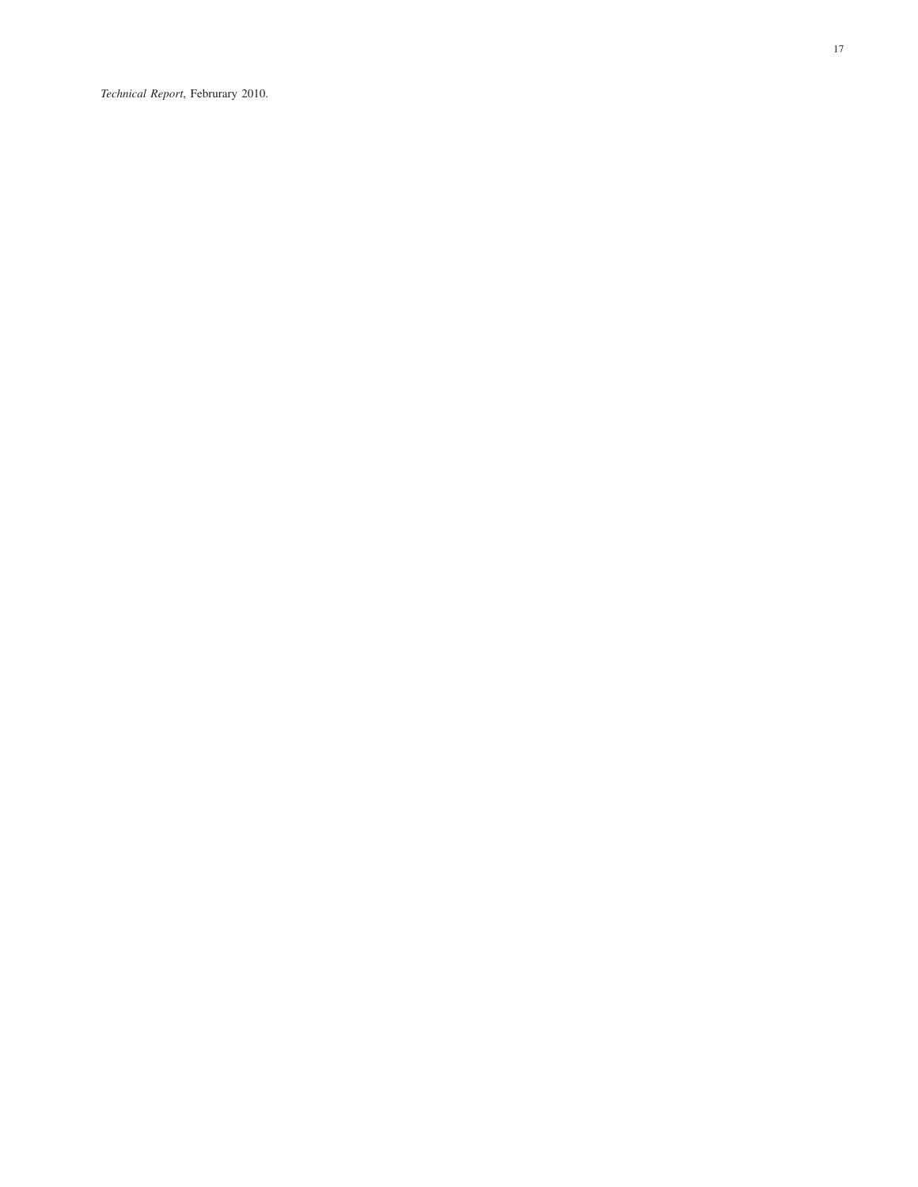*Technical Report*, Februrary 2010.